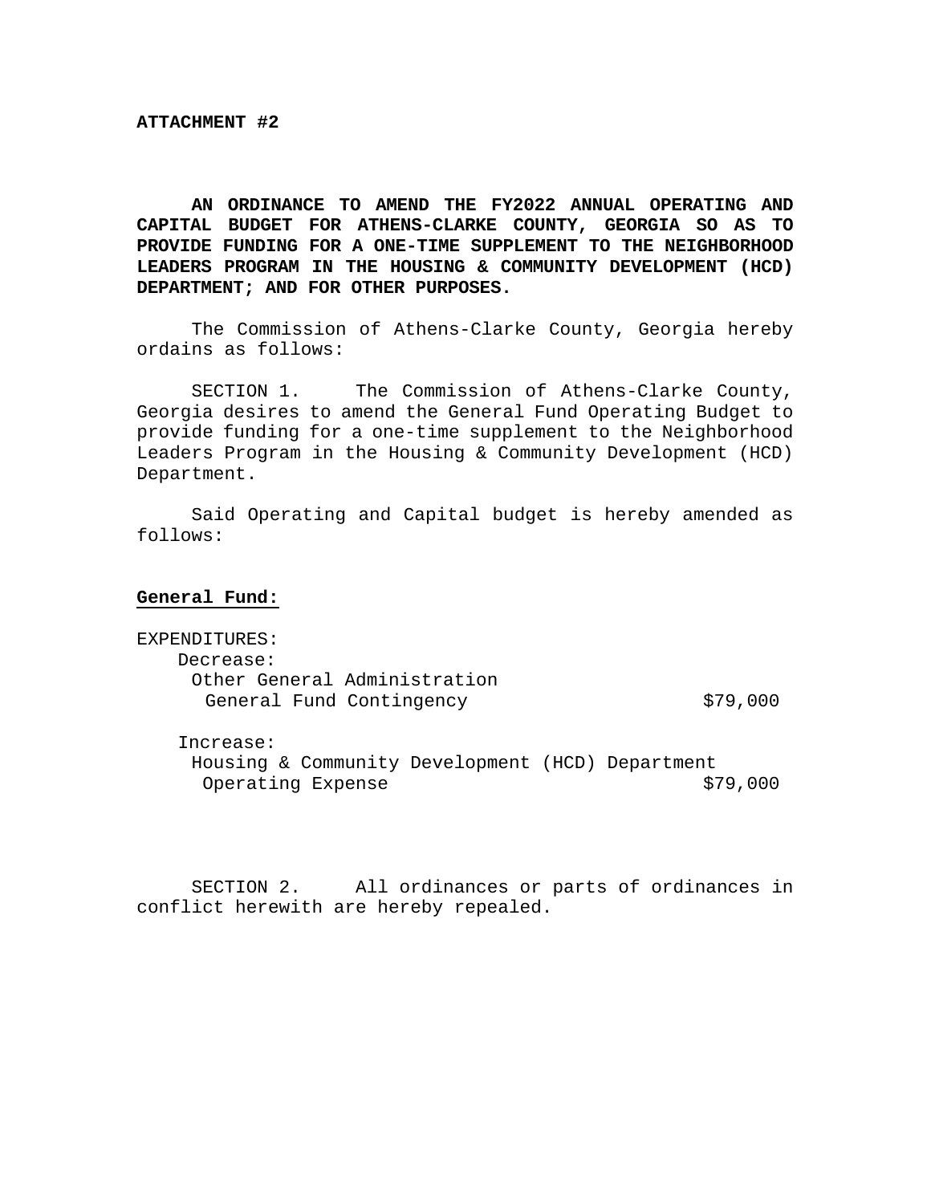**ATTACHMENT #2**

**AN ORDINANCE TO AMEND THE FY2022 ANNUAL OPERATING AND CAPITAL BUDGET FOR ATHENS-CLARKE COUNTY, GEORGIA SO AS TO PROVIDE FUNDING FOR A ONE-TIME SUPPLEMENT TO THE NEIGHBORHOOD LEADERS PROGRAM IN THE HOUSING & COMMUNITY DEVELOPMENT (HCD) DEPARTMENT; AND FOR OTHER PURPOSES.**

The Commission of Athens-Clarke County, Georgia hereby ordains as follows:

SECTION 1. The Commission of Athens-Clarke County, Georgia desires to amend the General Fund Operating Budget to provide funding for a one-time supplement to the Neighborhood Leaders Program in the Housing & Community Development (HCD) Department.

Said Operating and Capital budget is hereby amended as follows:

**General Fund:**

EXPENDITURES:

Decrease:

Other General Administration
General Fund Contingency $79,000

Increase:

Housing & Community Development (HCD) Department
Operating Expense $79,000

SECTION 2. All ordinances or parts of ordinances in conflict herewith are hereby repealed.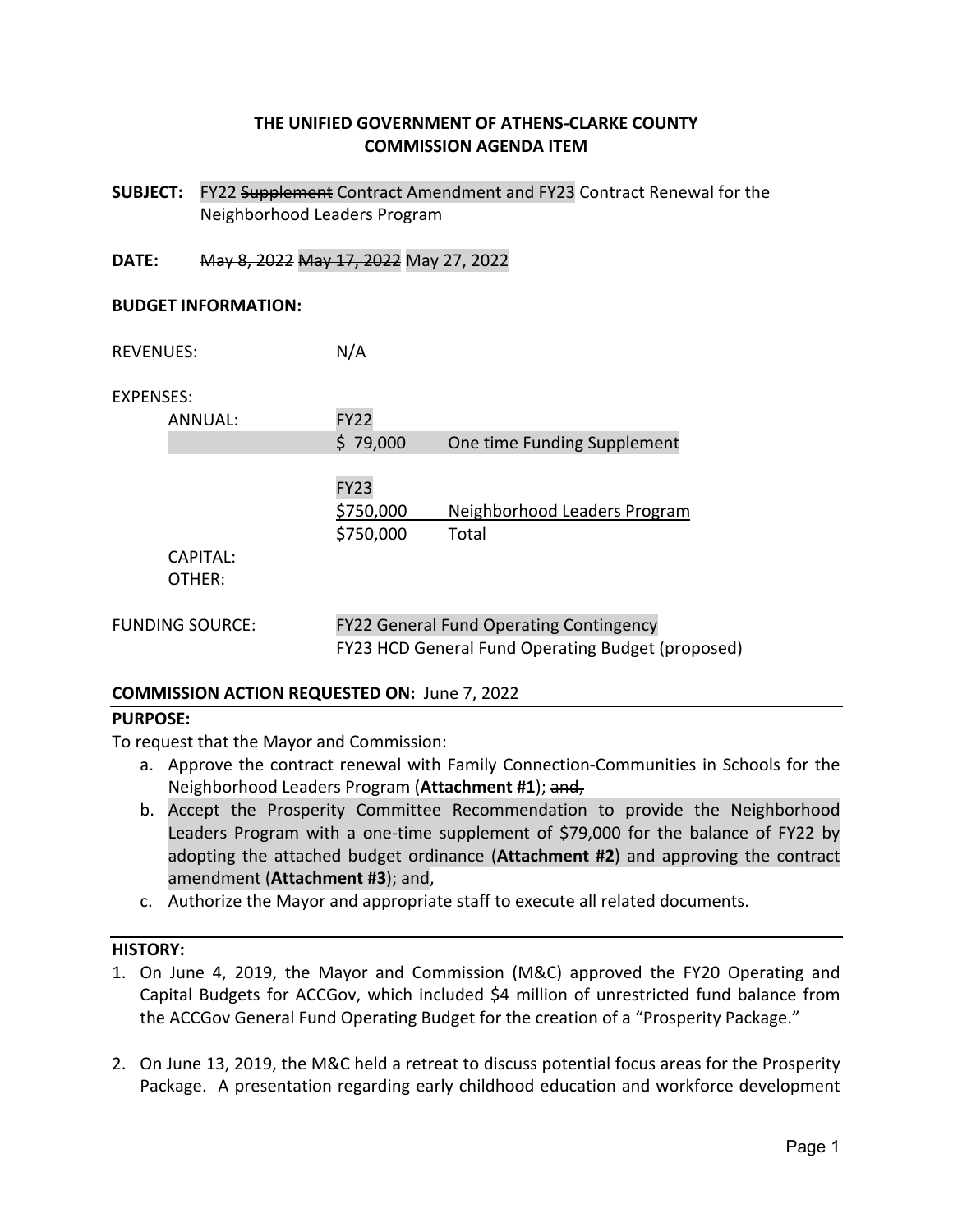**THE UNIFIED GOVERNMENT OF ATHENS-CLARKE COUNTY**
**COMMISSION AGENDA ITEM**

**SUBJECT:** FY22 ~~Supplement~~ Contract Amendment and FY23 Contract Renewal for the Neighborhood Leaders Program

**DATE:** ~~May 8, 2022~~ ~~May 17, 2022~~ May 27, 2022

**BUDGET INFORMATION:**

REVENUES: N/A

EXPENSES:

| | | | |
|---|---|---|---|
| | ANNUAL: | FY22 | |
| | | $ 79,000 | One time Funding Supplement |
| | | FY23 | |
| | | $750,000 | Neighborhood Leaders Program |
| | | $750,000 | Total |
| | CAPITAL: | | |
| | OTHER: | | |

FUNDING SOURCE: FY22 General Fund Operating Contingency
FY23 HCD General Fund Operating Budget (proposed)

**COMMISSION ACTION REQUESTED ON:** June 7, 2022

**PURPOSE:**

To request that the Mayor and Commission:

a. Approve the contract renewal with Family Connection-Communities in Schools for the Neighborhood Leaders Program (**Attachment #1**); ~~and,~~
b. Accept the Prosperity Committee Recommendation to provide the Neighborhood Leaders Program with a one-time supplement of $79,000 for the balance of FY22 by adopting the attached budget ordinance (**Attachment #2**) and approving the contract amendment (**Attachment #3**); and,
c. Authorize the Mayor and appropriate staff to execute all related documents.

**HISTORY:**

1. On June 4, 2019, the Mayor and Commission (M&C) approved the FY20 Operating and Capital Budgets for ACCGov, which included $4 million of unrestricted fund balance from the ACCGov General Fund Operating Budget for the creation of a "Prosperity Package."

2. On June 13, 2019, the M&C held a retreat to discuss potential focus areas for the Prosperity Package. A presentation regarding early childhood education and workforce development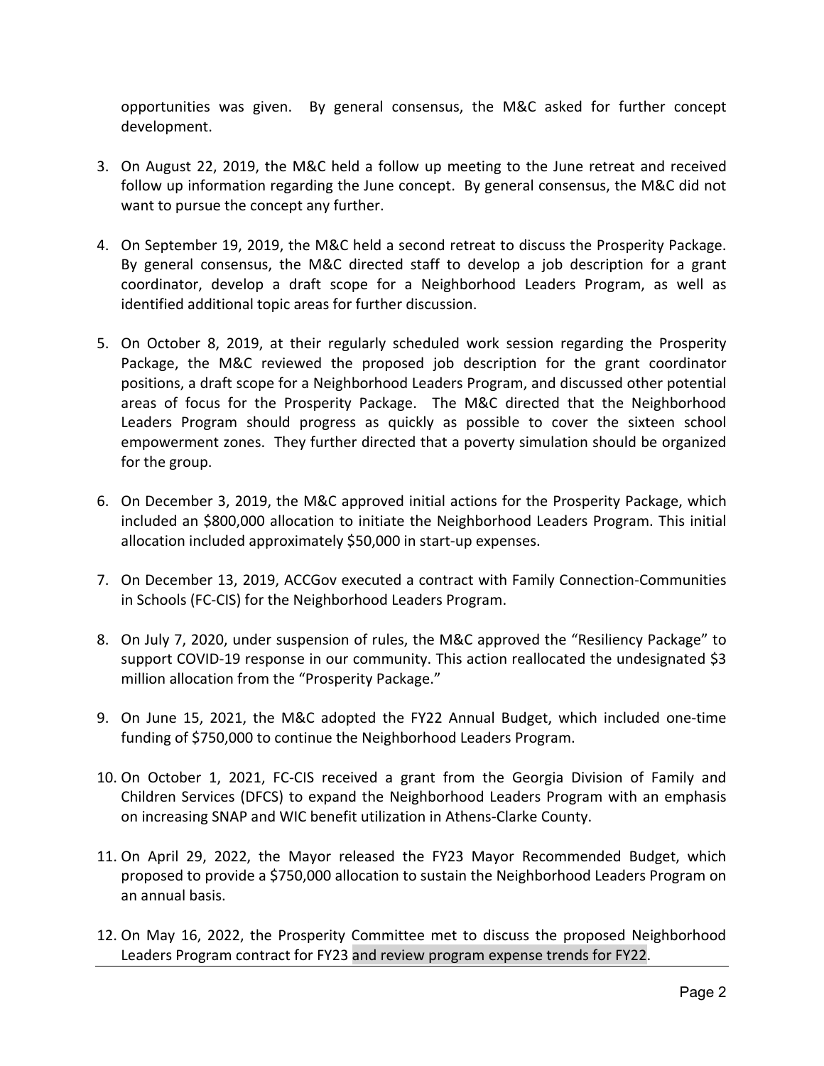opportunities was given. By general consensus, the M&C asked for further concept development.

3. On August 22, 2019, the M&C held a follow up meeting to the June retreat and received follow up information regarding the June concept. By general consensus, the M&C did not want to pursue the concept any further.

4. On September 19, 2019, the M&C held a second retreat to discuss the Prosperity Package. By general consensus, the M&C directed staff to develop a job description for a grant coordinator, develop a draft scope for a Neighborhood Leaders Program, as well as identified additional topic areas for further discussion.

5. On October 8, 2019, at their regularly scheduled work session regarding the Prosperity Package, the M&C reviewed the proposed job description for the grant coordinator positions, a draft scope for a Neighborhood Leaders Program, and discussed other potential areas of focus for the Prosperity Package. The M&C directed that the Neighborhood Leaders Program should progress as quickly as possible to cover the sixteen school empowerment zones. They further directed that a poverty simulation should be organized for the group.

6. On December 3, 2019, the M&C approved initial actions for the Prosperity Package, which included an $800,000 allocation to initiate the Neighborhood Leaders Program. This initial allocation included approximately $50,000 in start-up expenses.

7. On December 13, 2019, ACCGov executed a contract with Family Connection-Communities in Schools (FC-CIS) for the Neighborhood Leaders Program.

8. On July 7, 2020, under suspension of rules, the M&C approved the "Resiliency Package" to support COVID-19 response in our community. This action reallocated the undesignated $3 million allocation from the "Prosperity Package."

9. On June 15, 2021, the M&C adopted the FY22 Annual Budget, which included one-time funding of $750,000 to continue the Neighborhood Leaders Program.

10. On October 1, 2021, FC-CIS received a grant from the Georgia Division of Family and Children Services (DFCS) to expand the Neighborhood Leaders Program with an emphasis on increasing SNAP and WIC benefit utilization in Athens-Clarke County.

11. On April 29, 2022, the Mayor released the FY23 Mayor Recommended Budget, which proposed to provide a $750,000 allocation to sustain the Neighborhood Leaders Program on an annual basis.

12. On May 16, 2022, the Prosperity Committee met to discuss the proposed Neighborhood Leaders Program contract for FY23 and review program expense trends for FY22.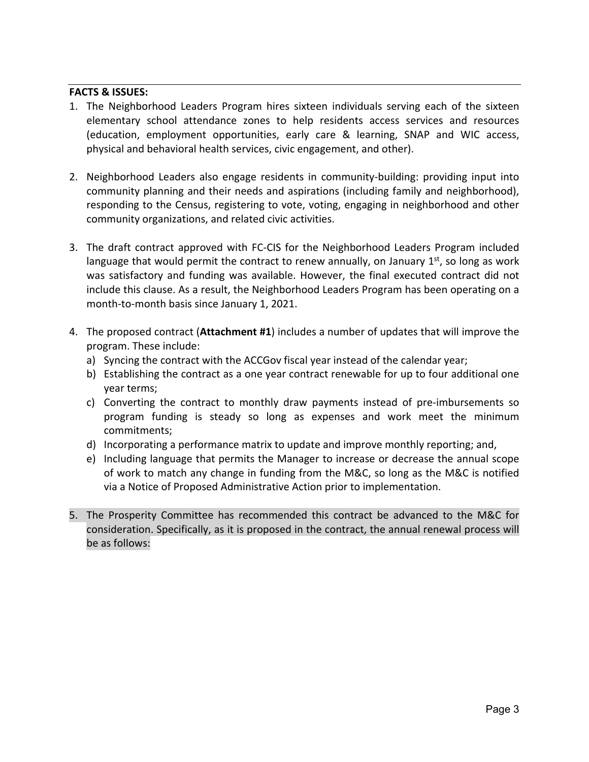**FACTS & ISSUES:**

1. The Neighborhood Leaders Program hires sixteen individuals serving each of the sixteen elementary school attendance zones to help residents access services and resources (education, employment opportunities, early care & learning, SNAP and WIC access, physical and behavioral health services, civic engagement, and other).

2. Neighborhood Leaders also engage residents in community-building: providing input into community planning and their needs and aspirations (including family and neighborhood), responding to the Census, registering to vote, voting, engaging in neighborhood and other community organizations, and related civic activities.

3. The draft contract approved with FC-CIS for the Neighborhood Leaders Program included language that would permit the contract to renew annually, on January 1st, so long as work was satisfactory and funding was available. However, the final executed contract did not include this clause. As a result, the Neighborhood Leaders Program has been operating on a month-to-month basis since January 1, 2021.

4. The proposed contract (**Attachment #1**) includes a number of updates that will improve the program. These include:
   a) Syncing the contract with the ACCGov fiscal year instead of the calendar year;
   b) Establishing the contract as a one year contract renewable for up to four additional one year terms;
   c) Converting the contract to monthly draw payments instead of pre-imbursements so program funding is steady so long as expenses and work meet the minimum commitments;
   d) Incorporating a performance matrix to update and improve monthly reporting; and,
   e) Including language that permits the Manager to increase or decrease the annual scope of work to match any change in funding from the M&C, so long as the M&C is notified via a Notice of Proposed Administrative Action prior to implementation.

5. The Prosperity Committee has recommended this contract be advanced to the M&C for consideration. Specifically, as it is proposed in the contract, the annual renewal process will be as follows: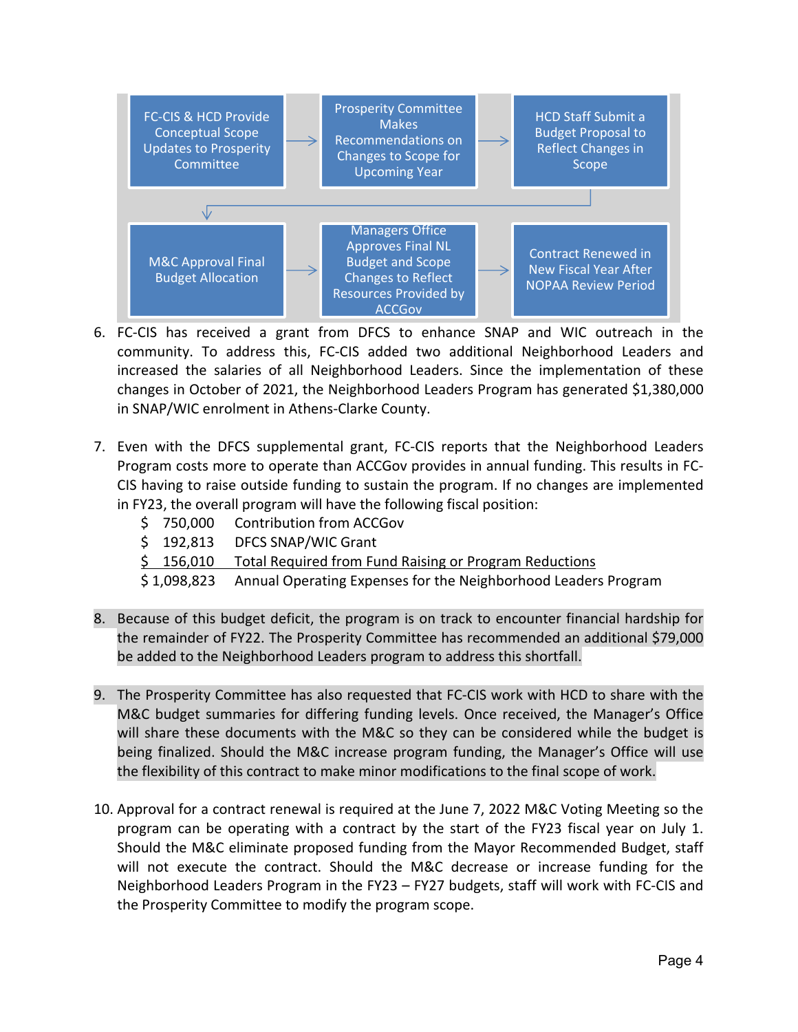FC-CIS & HCD Provide Conceptual Scope Updates to Prosperity Committee → Prosperity Committee Makes Recommendations on Changes to Scope for Upcoming Year → HCD Staff Submit a Budget Proposal to Reflect Changes in Scope → M&C Approval Final Budget Allocation → Managers Office Approves Final NL Budget and Scope Changes to Reflect Resources Provided by ACCGov → Contract Renewed in New Fiscal Year After NOPAA Review Period

6. FC-CIS has received a grant from DFCS to enhance SNAP and WIC outreach in the community. To address this, FC-CIS added two additional Neighborhood Leaders and increased the salaries of all Neighborhood Leaders. Since the implementation of these changes in October of 2021, the Neighborhood Leaders Program has generated $1,380,000 in SNAP/WIC enrolment in Athens-Clarke County.

7. Even with the DFCS supplemental grant, FC-CIS reports that the Neighborhood Leaders Program costs more to operate than ACCGov provides in annual funding. This results in FC-CIS having to raise outside funding to sustain the program. If no changes are implemented in FY23, the overall program will have the following fiscal position:

| Amount | Description |
|---|---|
| $ 750,000 | Contribution from ACCGov |
| $ 192,813 | DFCS SNAP/WIC Grant |
| $ 156,010 | Total Required from Fund Raising or Program Reductions |
| $ 1,098,823 | Annual Operating Expenses for the Neighborhood Leaders Program |

8. Because of this budget deficit, the program is on track to encounter financial hardship for the remainder of FY22. The Prosperity Committee has recommended an additional $79,000 be added to the Neighborhood Leaders program to address this shortfall.

9. The Prosperity Committee has also requested that FC-CIS work with HCD to share with the M&C budget summaries for differing funding levels. Once received, the Manager's Office will share these documents with the M&C so they can be considered while the budget is being finalized. Should the M&C increase program funding, the Manager's Office will use the flexibility of this contract to make minor modifications to the final scope of work.

10. Approval for a contract renewal is required at the June 7, 2022 M&C Voting Meeting so the program can be operating with a contract by the start of the FY23 fiscal year on July 1. Should the M&C eliminate proposed funding from the Mayor Recommended Budget, staff will not execute the contract. Should the M&C decrease or increase funding for the Neighborhood Leaders Program in the FY23 – FY27 budgets, staff will work with FC-CIS and the Prosperity Committee to modify the program scope.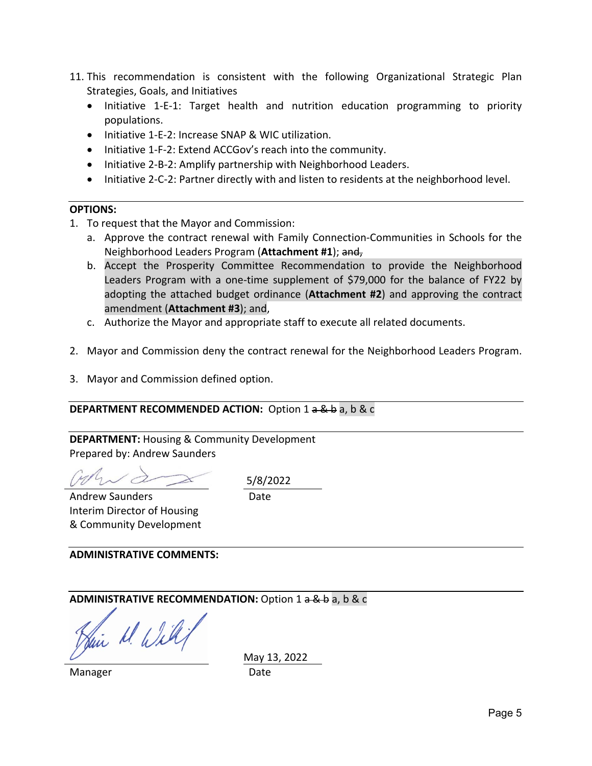11. This recommendation is consistent with the following Organizational Strategic Plan Strategies, Goals, and Initiatives
    - Initiative 1-E-1: Target health and nutrition education programming to priority populations.
    - Initiative 1-E-2: Increase SNAP & WIC utilization.
    - Initiative 1-F-2: Extend ACCGov's reach into the community.
    - Initiative 2-B-2: Amplify partnership with Neighborhood Leaders.
    - Initiative 2-C-2: Partner directly with and listen to residents at the neighborhood level.

---

**OPTIONS:**

1. To request that the Mayor and Commission:
   a. Approve the contract renewal with Family Connection-Communities in Schools for the Neighborhood Leaders Program (**Attachment #1**); ~~and,~~
   b. Accept the Prosperity Committee Recommendation to provide the Neighborhood Leaders Program with a one-time supplement of $79,000 for the balance of FY22 by adopting the attached budget ordinance (**Attachment #2**) and approving the contract amendment (**Attachment #3**); and,
   c. Authorize the Mayor and appropriate staff to execute all related documents.

2. Mayor and Commission deny the contract renewal for the Neighborhood Leaders Program.

3. Mayor and Commission defined option.

---

**DEPARTMENT RECOMMENDED ACTION:** Option 1 ~~a & b~~ a, b & c

---

**DEPARTMENT:** Housing & Community Development
Prepared by: Andrew Saunders

Andrew Saunders
Interim Director of Housing & Community Development

5/8/2022
Date

---

**ADMINISTRATIVE COMMENTS:**

---

**ADMINISTRATIVE RECOMMENDATION:** Option 1 ~~a & b~~ a, b & c

Manager

May 13, 2022
Date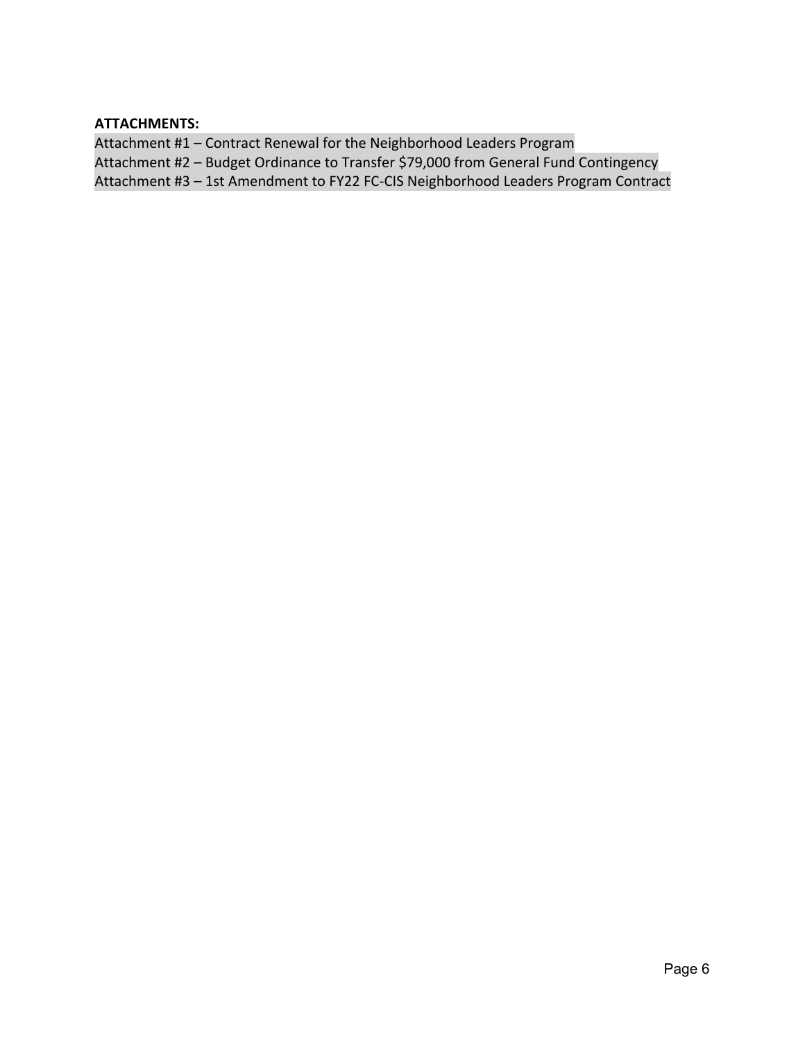**ATTACHMENTS:**

Attachment #1 – Contract Renewal for the Neighborhood Leaders Program
Attachment #2 – Budget Ordinance to Transfer $79,000 from General Fund Contingency
Attachment #3 – 1st Amendment to FY22 FC-CIS Neighborhood Leaders Program Contract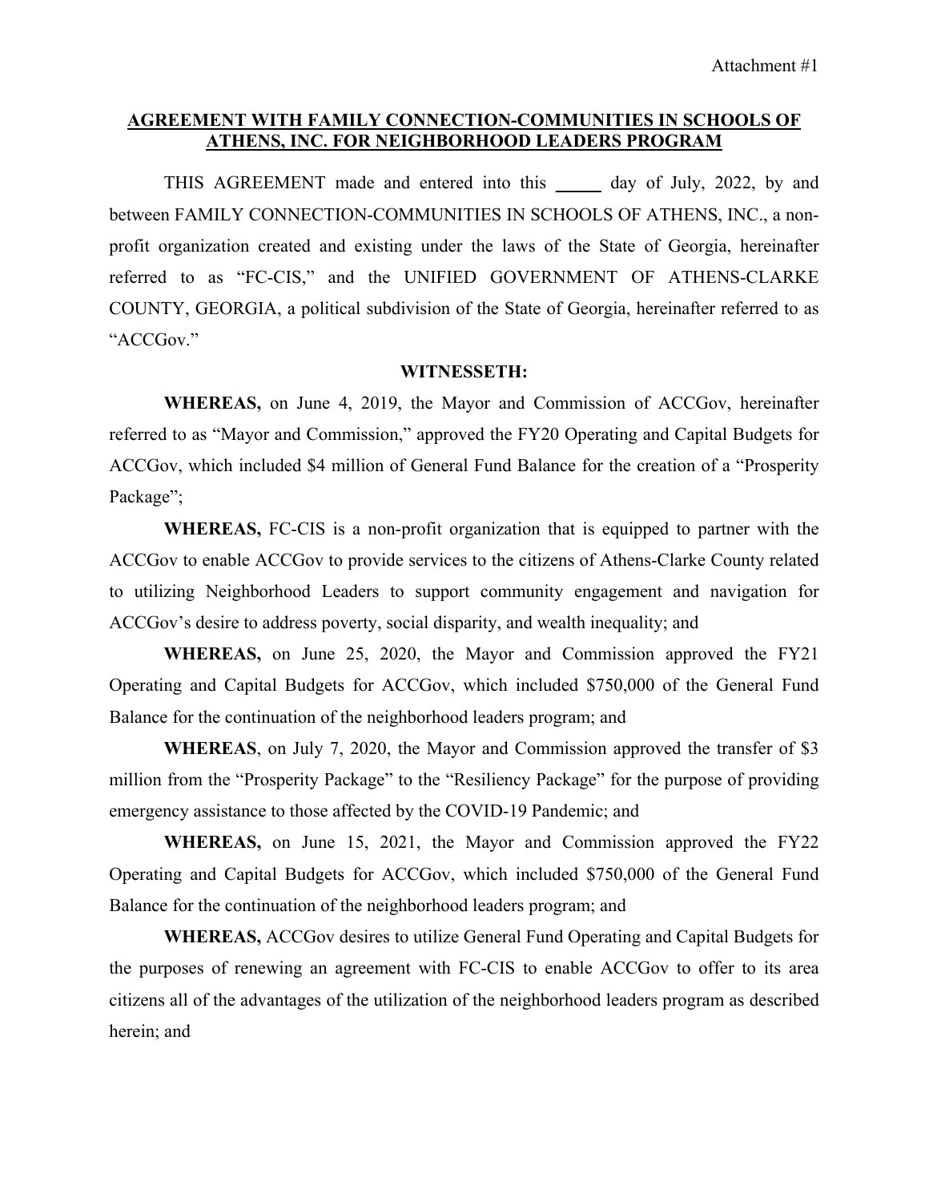Attachment #1

**AGREEMENT WITH FAMILY CONNECTION-COMMUNITIES IN SCHOOLS OF ATHENS, INC. FOR NEIGHBORHOOD LEADERS PROGRAM**

THIS AGREEMENT made and entered into this _____ day of July, 2022, by and between FAMILY CONNECTION-COMMUNITIES IN SCHOOLS OF ATHENS, INC., a non-profit organization created and existing under the laws of the State of Georgia, hereinafter referred to as "FC-CIS," and the UNIFIED GOVERNMENT OF ATHENS-CLARKE COUNTY, GEORGIA, a political subdivision of the State of Georgia, hereinafter referred to as "ACCGov."

**WITNESSETH:**

**WHEREAS,** on June 4, 2019, the Mayor and Commission of ACCGov, hereinafter referred to as "Mayor and Commission," approved the FY20 Operating and Capital Budgets for ACCGov, which included $4 million of General Fund Balance for the creation of a "Prosperity Package";

**WHEREAS,** FC-CIS is a non-profit organization that is equipped to partner with the ACCGov to enable ACCGov to provide services to the citizens of Athens-Clarke County related to utilizing Neighborhood Leaders to support community engagement and navigation for ACCGov's desire to address poverty, social disparity, and wealth inequality; and

**WHEREAS,** on June 25, 2020, the Mayor and Commission approved the FY21 Operating and Capital Budgets for ACCGov, which included $750,000 of the General Fund Balance for the continuation of the neighborhood leaders program; and

**WHEREAS**, on July 7, 2020, the Mayor and Commission approved the transfer of $3 million from the "Prosperity Package" to the "Resiliency Package" for the purpose of providing emergency assistance to those affected by the COVID-19 Pandemic; and

**WHEREAS,** on June 15, 2021, the Mayor and Commission approved the FY22 Operating and Capital Budgets for ACCGov, which included $750,000 of the General Fund Balance for the continuation of the neighborhood leaders program; and

**WHEREAS,** ACCGov desires to utilize General Fund Operating and Capital Budgets for the purposes of renewing an agreement with FC-CIS to enable ACCGov to offer to its area citizens all of the advantages of the utilization of the neighborhood leaders program as described herein; and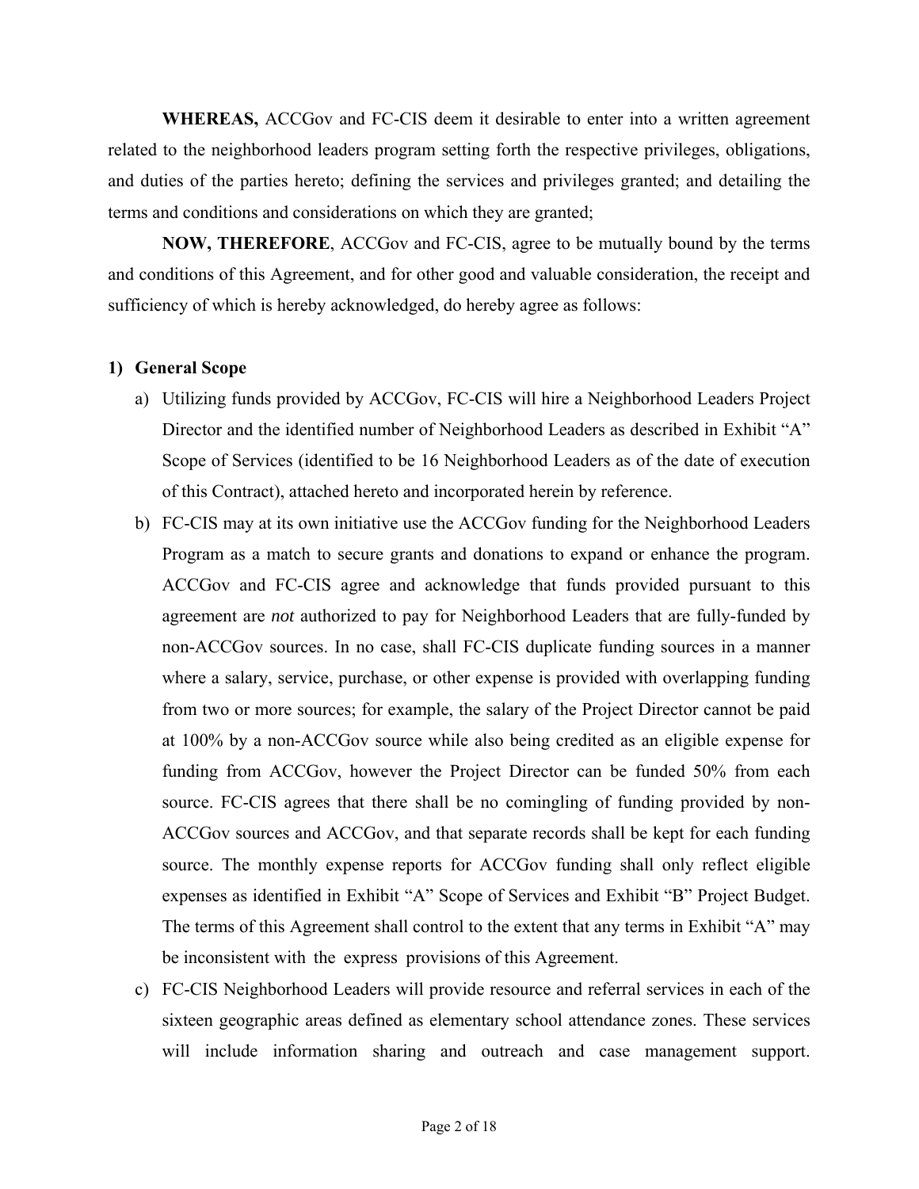**WHEREAS,** ACCGov and FC-CIS deem it desirable to enter into a written agreement related to the neighborhood leaders program setting forth the respective privileges, obligations, and duties of the parties hereto; defining the services and privileges granted; and detailing the terms and conditions and considerations on which they are granted;

**NOW, THEREFORE**, ACCGov and FC-CIS, agree to be mutually bound by the terms and conditions of this Agreement, and for other good and valuable consideration, the receipt and sufficiency of which is hereby acknowledged, do hereby agree as follows:

**1) General Scope**

a) Utilizing funds provided by ACCGov, FC-CIS will hire a Neighborhood Leaders Project Director and the identified number of Neighborhood Leaders as described in Exhibit "A" Scope of Services (identified to be 16 Neighborhood Leaders as of the date of execution of this Contract), attached hereto and incorporated herein by reference.

b) FC-CIS may at its own initiative use the ACCGov funding for the Neighborhood Leaders Program as a match to secure grants and donations to expand or enhance the program. ACCGov and FC-CIS agree and acknowledge that funds provided pursuant to this agreement are *not* authorized to pay for Neighborhood Leaders that are fully-funded by non-ACCGov sources. In no case, shall FC-CIS duplicate funding sources in a manner where a salary, service, purchase, or other expense is provided with overlapping funding from two or more sources; for example, the salary of the Project Director cannot be paid at 100% by a non-ACCGov source while also being credited as an eligible expense for funding from ACCGov, however the Project Director can be funded 50% from each source. FC-CIS agrees that there shall be no comingling of funding provided by non-ACCGov sources and ACCGov, and that separate records shall be kept for each funding source. The monthly expense reports for ACCGov funding shall only reflect eligible expenses as identified in Exhibit "A" Scope of Services and Exhibit "B" Project Budget. The terms of this Agreement shall control to the extent that any terms in Exhibit "A" may be inconsistent with the express provisions of this Agreement.

c) FC-CIS Neighborhood Leaders will provide resource and referral services in each of the sixteen geographic areas defined as elementary school attendance zones. These services will include information sharing and outreach and case management support.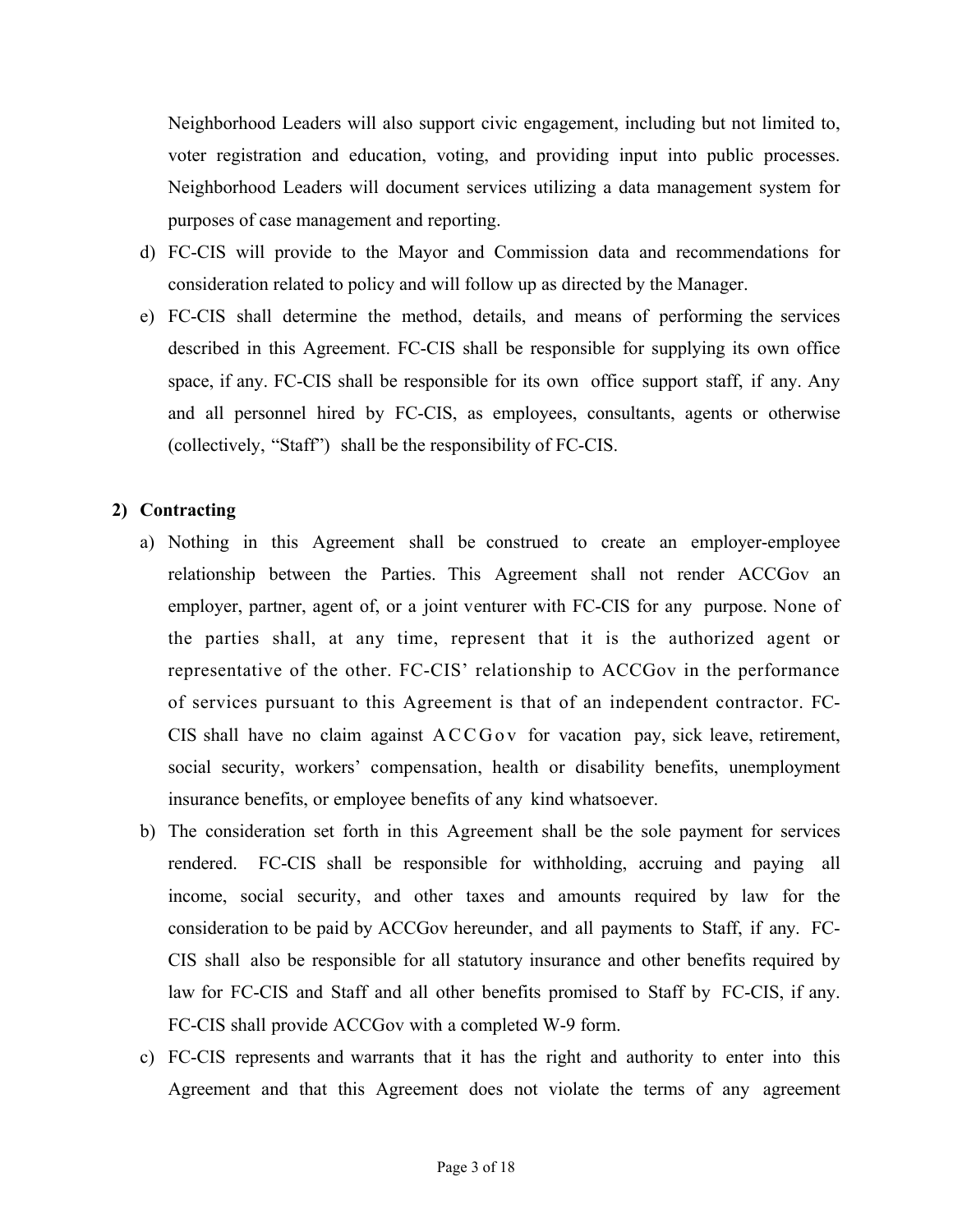Neighborhood Leaders will also support civic engagement, including but not limited to, voter registration and education, voting, and providing input into public processes. Neighborhood Leaders will document services utilizing a data management system for purposes of case management and reporting.

d) FC-CIS will provide to the Mayor and Commission data and recommendations for consideration related to policy and will follow up as directed by the Manager.

e) FC-CIS shall determine the method, details, and means of performing the services described in this Agreement. FC-CIS shall be responsible for supplying its own office space, if any. FC-CIS shall be responsible for its own office support staff, if any. Any and all personnel hired by FC-CIS, as employees, consultants, agents or otherwise (collectively, "Staff") shall be the responsibility of FC-CIS.

**2) Contracting**

a) Nothing in this Agreement shall be construed to create an employer-employee relationship between the Parties. This Agreement shall not render ACCGov an employer, partner, agent of, or a joint venturer with FC-CIS for any purpose. None of the parties shall, at any time, represent that it is the authorized agent or representative of the other. FC-CIS' relationship to ACCGov in the performance of services pursuant to this Agreement is that of an independent contractor. FC-CIS shall have no claim against ACCGov for vacation pay, sick leave, retirement, social security, workers' compensation, health or disability benefits, unemployment insurance benefits, or employee benefits of any kind whatsoever.

b) The consideration set forth in this Agreement shall be the sole payment for services rendered. FC-CIS shall be responsible for withholding, accruing and paying all income, social security, and other taxes and amounts required by law for the consideration to be paid by ACCGov hereunder, and all payments to Staff, if any. FC-CIS shall also be responsible for all statutory insurance and other benefits required by law for FC-CIS and Staff and all other benefits promised to Staff by FC-CIS, if any. FC-CIS shall provide ACCGov with a completed W-9 form.

c) FC-CIS represents and warrants that it has the right and authority to enter into this Agreement and that this Agreement does not violate the terms of any agreement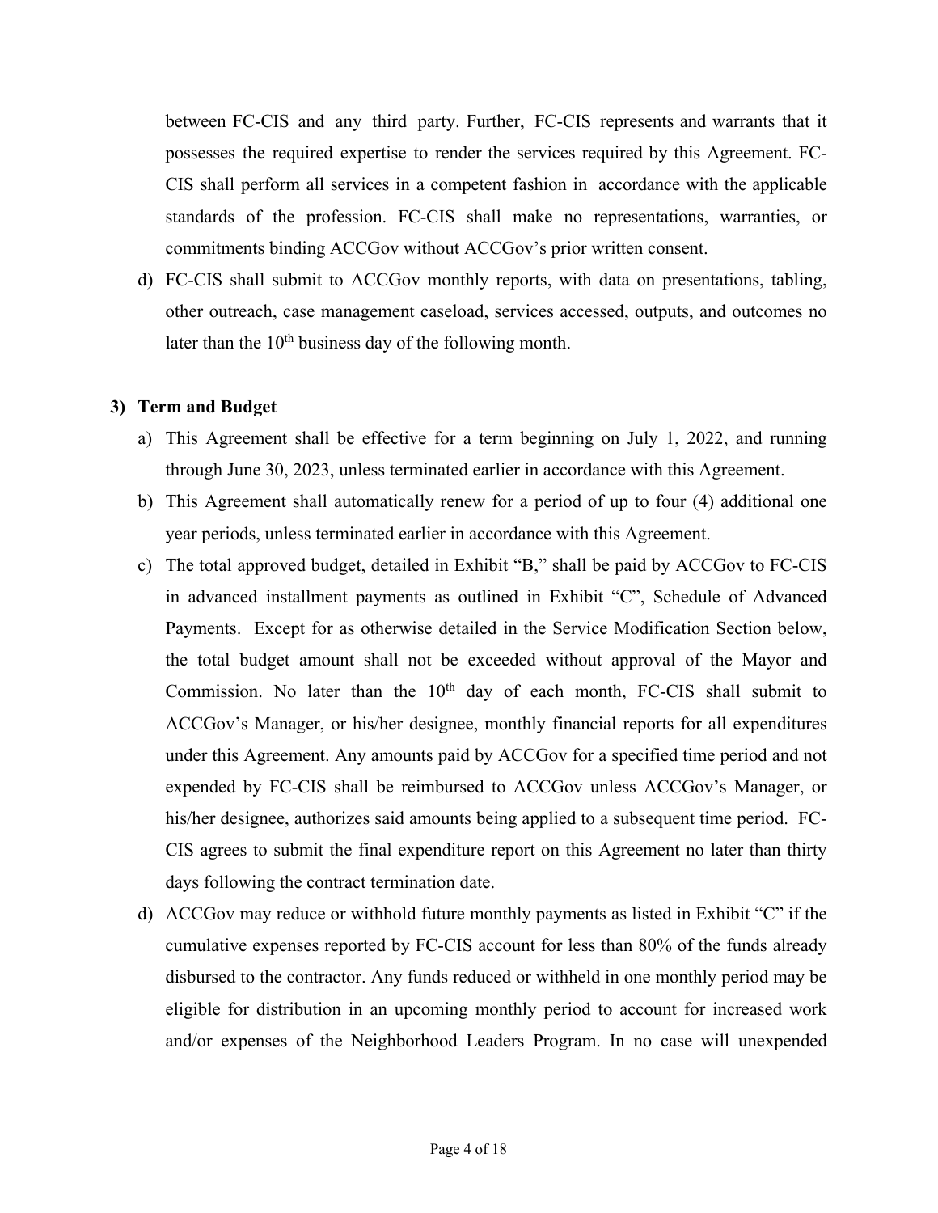between FC-CIS and any third party. Further, FC-CIS represents and warrants that it possesses the required expertise to render the services required by this Agreement. FC-CIS shall perform all services in a competent fashion in accordance with the applicable standards of the profession. FC-CIS shall make no representations, warranties, or commitments binding ACCGov without ACCGov's prior written consent.

d) FC-CIS shall submit to ACCGov monthly reports, with data on presentations, tabling, other outreach, case management caseload, services accessed, outputs, and outcomes no later than the 10th business day of the following month.

**3) Term and Budget**

a) This Agreement shall be effective for a term beginning on July 1, 2022, and running through June 30, 2023, unless terminated earlier in accordance with this Agreement.

b) This Agreement shall automatically renew for a period of up to four (4) additional one year periods, unless terminated earlier in accordance with this Agreement.

c) The total approved budget, detailed in Exhibit "B," shall be paid by ACCGov to FC-CIS in advanced installment payments as outlined in Exhibit "C", Schedule of Advanced Payments. Except for as otherwise detailed in the Service Modification Section below, the total budget amount shall not be exceeded without approval of the Mayor and Commission. No later than the 10th day of each month, FC-CIS shall submit to ACCGov's Manager, or his/her designee, monthly financial reports for all expenditures under this Agreement. Any amounts paid by ACCGov for a specified time period and not expended by FC-CIS shall be reimbursed to ACCGov unless ACCGov's Manager, or his/her designee, authorizes said amounts being applied to a subsequent time period. FC-CIS agrees to submit the final expenditure report on this Agreement no later than thirty days following the contract termination date.

d) ACCGov may reduce or withhold future monthly payments as listed in Exhibit "C" if the cumulative expenses reported by FC-CIS account for less than 80% of the funds already disbursed to the contractor. Any funds reduced or withheld in one monthly period may be eligible for distribution in an upcoming monthly period to account for increased work and/or expenses of the Neighborhood Leaders Program. In no case will unexpended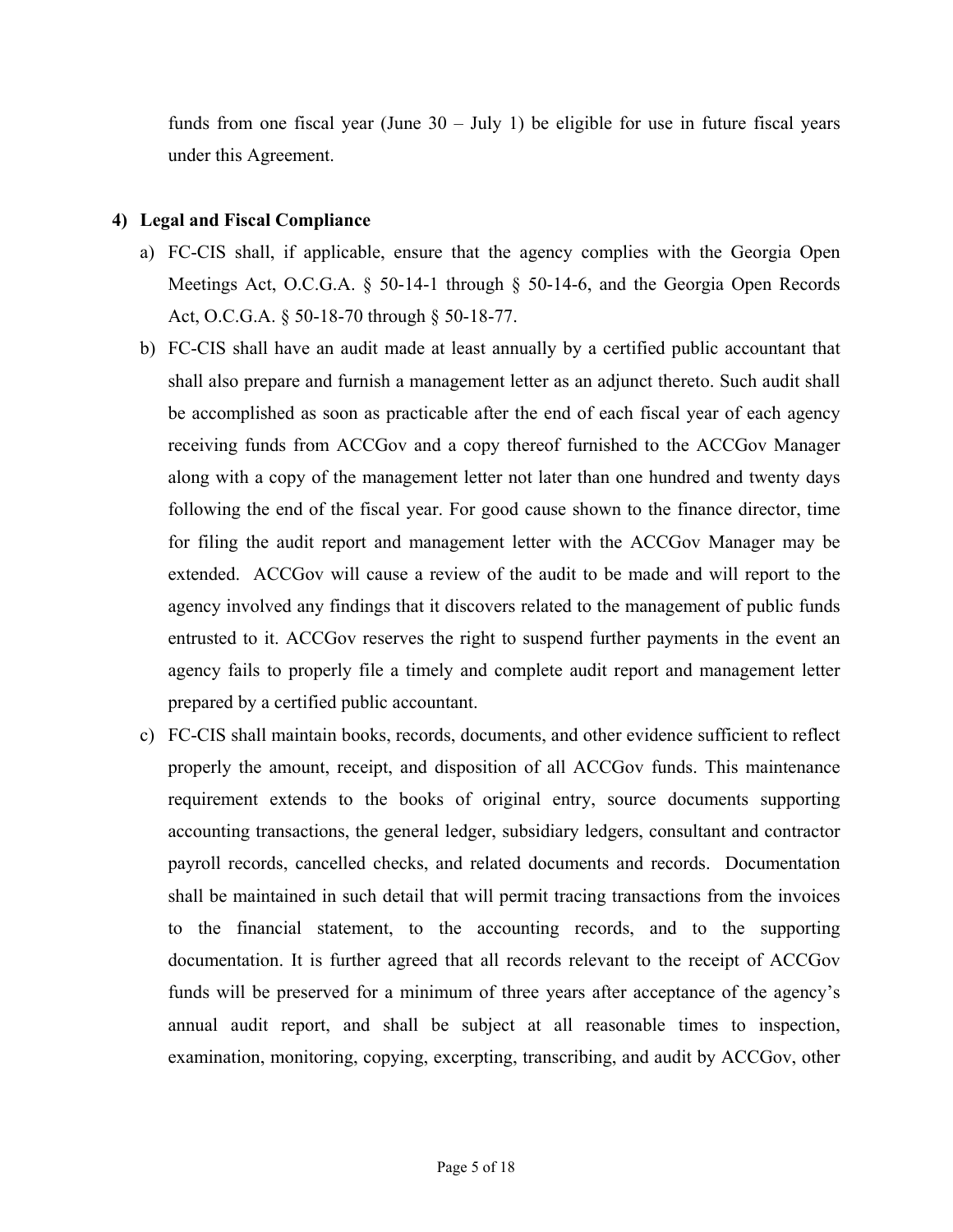funds from one fiscal year (June 30 – July 1) be eligible for use in future fiscal years under this Agreement.

**4) Legal and Fiscal Compliance**

a) FC-CIS shall, if applicable, ensure that the agency complies with the Georgia Open Meetings Act, O.C.G.A. § 50-14-1 through § 50-14-6, and the Georgia Open Records Act, O.C.G.A. § 50-18-70 through § 50-18-77.

b) FC-CIS shall have an audit made at least annually by a certified public accountant that shall also prepare and furnish a management letter as an adjunct thereto. Such audit shall be accomplished as soon as practicable after the end of each fiscal year of each agency receiving funds from ACCGov and a copy thereof furnished to the ACCGov Manager along with a copy of the management letter not later than one hundred and twenty days following the end of the fiscal year. For good cause shown to the finance director, time for filing the audit report and management letter with the ACCGov Manager may be extended. ACCGov will cause a review of the audit to be made and will report to the agency involved any findings that it discovers related to the management of public funds entrusted to it. ACCGov reserves the right to suspend further payments in the event an agency fails to properly file a timely and complete audit report and management letter prepared by a certified public accountant.

c) FC-CIS shall maintain books, records, documents, and other evidence sufficient to reflect properly the amount, receipt, and disposition of all ACCGov funds. This maintenance requirement extends to the books of original entry, source documents supporting accounting transactions, the general ledger, subsidiary ledgers, consultant and contractor payroll records, cancelled checks, and related documents and records. Documentation shall be maintained in such detail that will permit tracing transactions from the invoices to the financial statement, to the accounting records, and to the supporting documentation. It is further agreed that all records relevant to the receipt of ACCGov funds will be preserved for a minimum of three years after acceptance of the agency's annual audit report, and shall be subject at all reasonable times to inspection, examination, monitoring, copying, excerpting, transcribing, and audit by ACCGov, other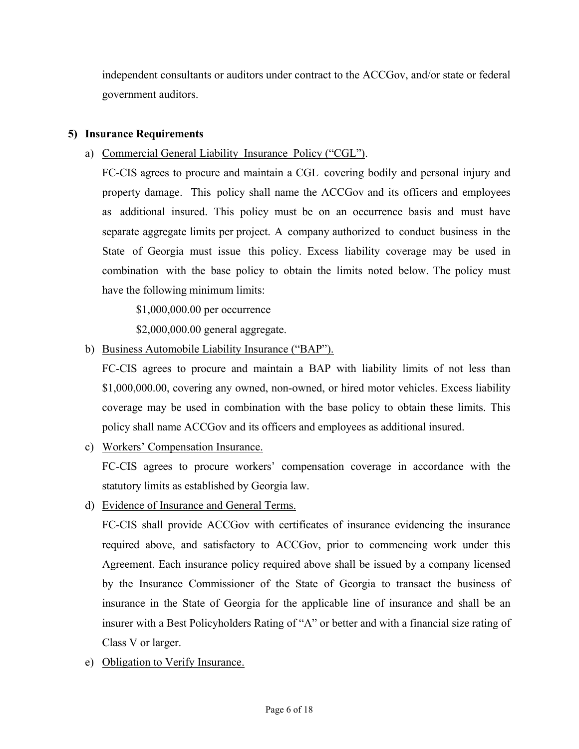independent consultants or auditors under contract to the ACCGov, and/or state or federal government auditors.

**5) Insurance Requirements**

a) Commercial General Liability Insurance Policy ("CGL").

FC-CIS agrees to procure and maintain a CGL covering bodily and personal injury and property damage. This policy shall name the ACCGov and its officers and employees as additional insured. This policy must be on an occurrence basis and must have separate aggregate limits per project. A company authorized to conduct business in the State of Georgia must issue this policy. Excess liability coverage may be used in combination with the base policy to obtain the limits noted below. The policy must have the following minimum limits:

$1,000,000.00 per occurrence

$2,000,000.00 general aggregate.

b) Business Automobile Liability Insurance ("BAP").

FC-CIS agrees to procure and maintain a BAP with liability limits of not less than $1,000,000.00, covering any owned, non-owned, or hired motor vehicles. Excess liability coverage may be used in combination with the base policy to obtain these limits. This policy shall name ACCGov and its officers and employees as additional insured.

c) Workers' Compensation Insurance.

FC-CIS agrees to procure workers' compensation coverage in accordance with the statutory limits as established by Georgia law.

d) Evidence of Insurance and General Terms.

FC-CIS shall provide ACCGov with certificates of insurance evidencing the insurance required above, and satisfactory to ACCGov, prior to commencing work under this Agreement. Each insurance policy required above shall be issued by a company licensed by the Insurance Commissioner of the State of Georgia to transact the business of insurance in the State of Georgia for the applicable line of insurance and shall be an insurer with a Best Policyholders Rating of "A" or better and with a financial size rating of Class V or larger.

e) Obligation to Verify Insurance.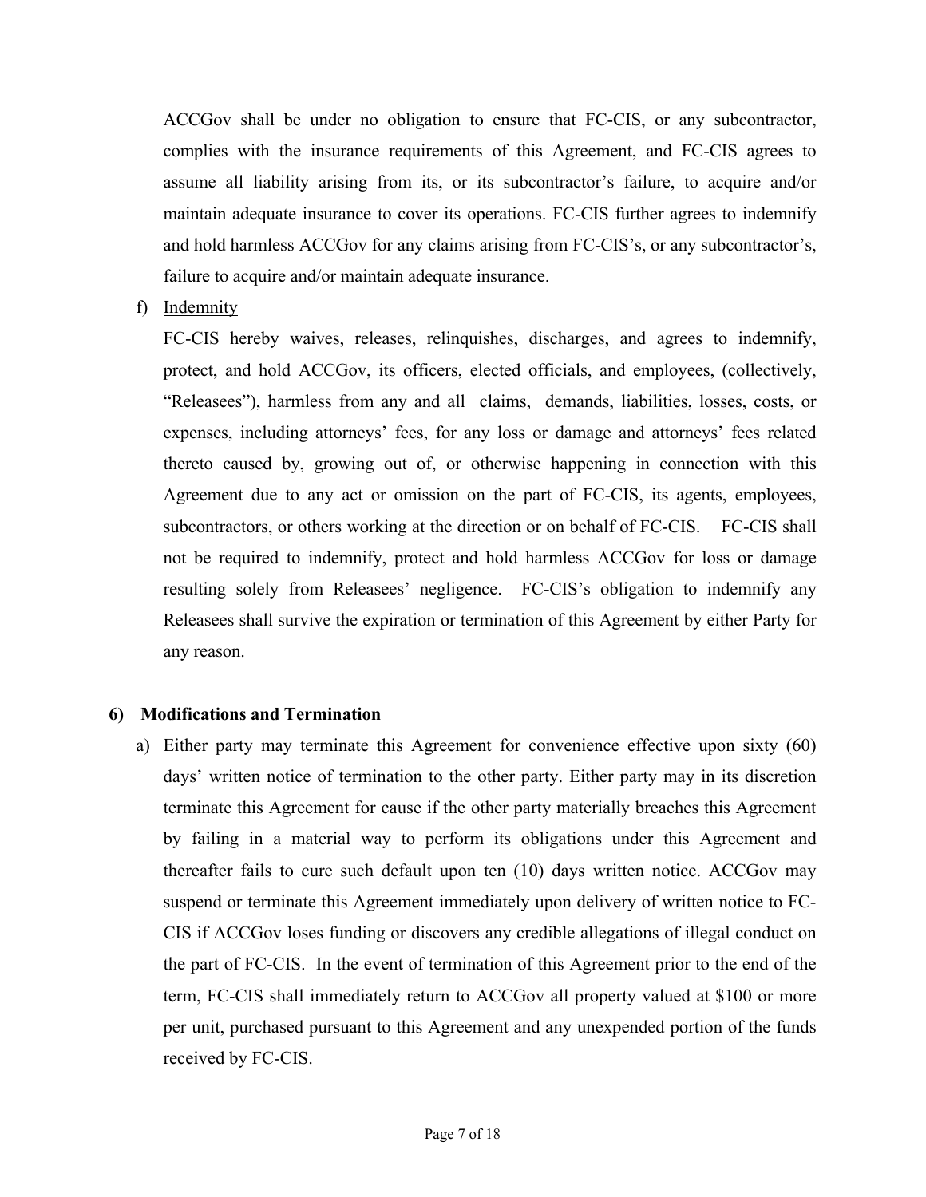ACCGov shall be under no obligation to ensure that FC-CIS, or any subcontractor, complies with the insurance requirements of this Agreement, and FC-CIS agrees to assume all liability arising from its, or its subcontractor's failure, to acquire and/or maintain adequate insurance to cover its operations. FC-CIS further agrees to indemnify and hold harmless ACCGov for any claims arising from FC-CIS's, or any subcontractor's, failure to acquire and/or maintain adequate insurance.

f) Indemnity

FC-CIS hereby waives, releases, relinquishes, discharges, and agrees to indemnify, protect, and hold ACCGov, its officers, elected officials, and employees, (collectively, "Releasees"), harmless from any and all claims, demands, liabilities, losses, costs, or expenses, including attorneys' fees, for any loss or damage and attorneys' fees related thereto caused by, growing out of, or otherwise happening in connection with this Agreement due to any act or omission on the part of FC-CIS, its agents, employees, subcontractors, or others working at the direction or on behalf of FC-CIS. FC-CIS shall not be required to indemnify, protect and hold harmless ACCGov for loss or damage resulting solely from Releasees' negligence. FC-CIS's obligation to indemnify any Releasees shall survive the expiration or termination of this Agreement by either Party for any reason.

## 6) Modifications and Termination

a) Either party may terminate this Agreement for convenience effective upon sixty (60) days' written notice of termination to the other party. Either party may in its discretion terminate this Agreement for cause if the other party materially breaches this Agreement by failing in a material way to perform its obligations under this Agreement and thereafter fails to cure such default upon ten (10) days written notice. ACCGov may suspend or terminate this Agreement immediately upon delivery of written notice to FC-CIS if ACCGov loses funding or discovers any credible allegations of illegal conduct on the part of FC-CIS. In the event of termination of this Agreement prior to the end of the term, FC-CIS shall immediately return to ACCGov all property valued at $100 or more per unit, purchased pursuant to this Agreement and any unexpended portion of the funds received by FC-CIS.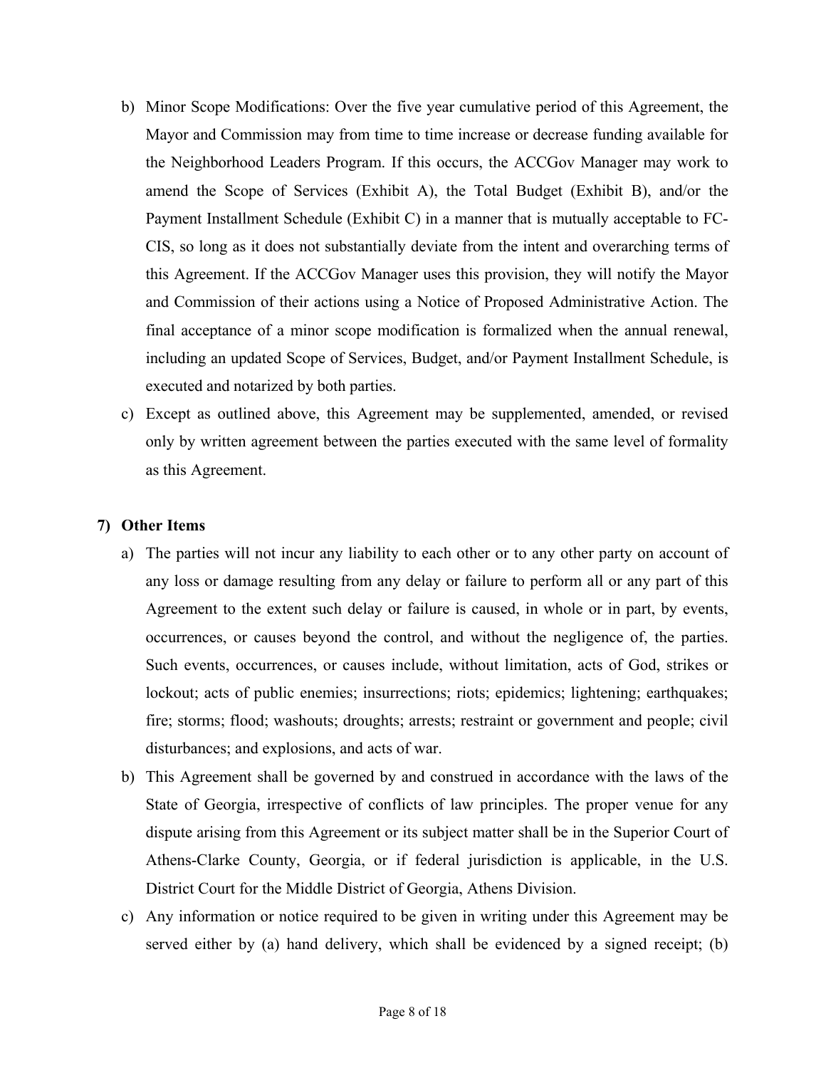b) Minor Scope Modifications: Over the five year cumulative period of this Agreement, the Mayor and Commission may from time to time increase or decrease funding available for the Neighborhood Leaders Program. If this occurs, the ACCGov Manager may work to amend the Scope of Services (Exhibit A), the Total Budget (Exhibit B), and/or the Payment Installment Schedule (Exhibit C) in a manner that is mutually acceptable to FC-CIS, so long as it does not substantially deviate from the intent and overarching terms of this Agreement. If the ACCGov Manager uses this provision, they will notify the Mayor and Commission of their actions using a Notice of Proposed Administrative Action. The final acceptance of a minor scope modification is formalized when the annual renewal, including an updated Scope of Services, Budget, and/or Payment Installment Schedule, is executed and notarized by both parties.

c) Except as outlined above, this Agreement may be supplemented, amended, or revised only by written agreement between the parties executed with the same level of formality as this Agreement.

**7) Other Items**

a) The parties will not incur any liability to each other or to any other party on account of any loss or damage resulting from any delay or failure to perform all or any part of this Agreement to the extent such delay or failure is caused, in whole or in part, by events, occurrences, or causes beyond the control, and without the negligence of, the parties. Such events, occurrences, or causes include, without limitation, acts of God, strikes or lockout; acts of public enemies; insurrections; riots; epidemics; lightening; earthquakes; fire; storms; flood; washouts; droughts; arrests; restraint or government and people; civil disturbances; and explosions, and acts of war.

b) This Agreement shall be governed by and construed in accordance with the laws of the State of Georgia, irrespective of conflicts of law principles. The proper venue for any dispute arising from this Agreement or its subject matter shall be in the Superior Court of Athens-Clarke County, Georgia, or if federal jurisdiction is applicable, in the U.S. District Court for the Middle District of Georgia, Athens Division.

c) Any information or notice required to be given in writing under this Agreement may be served either by (a) hand delivery, which shall be evidenced by a signed receipt; (b)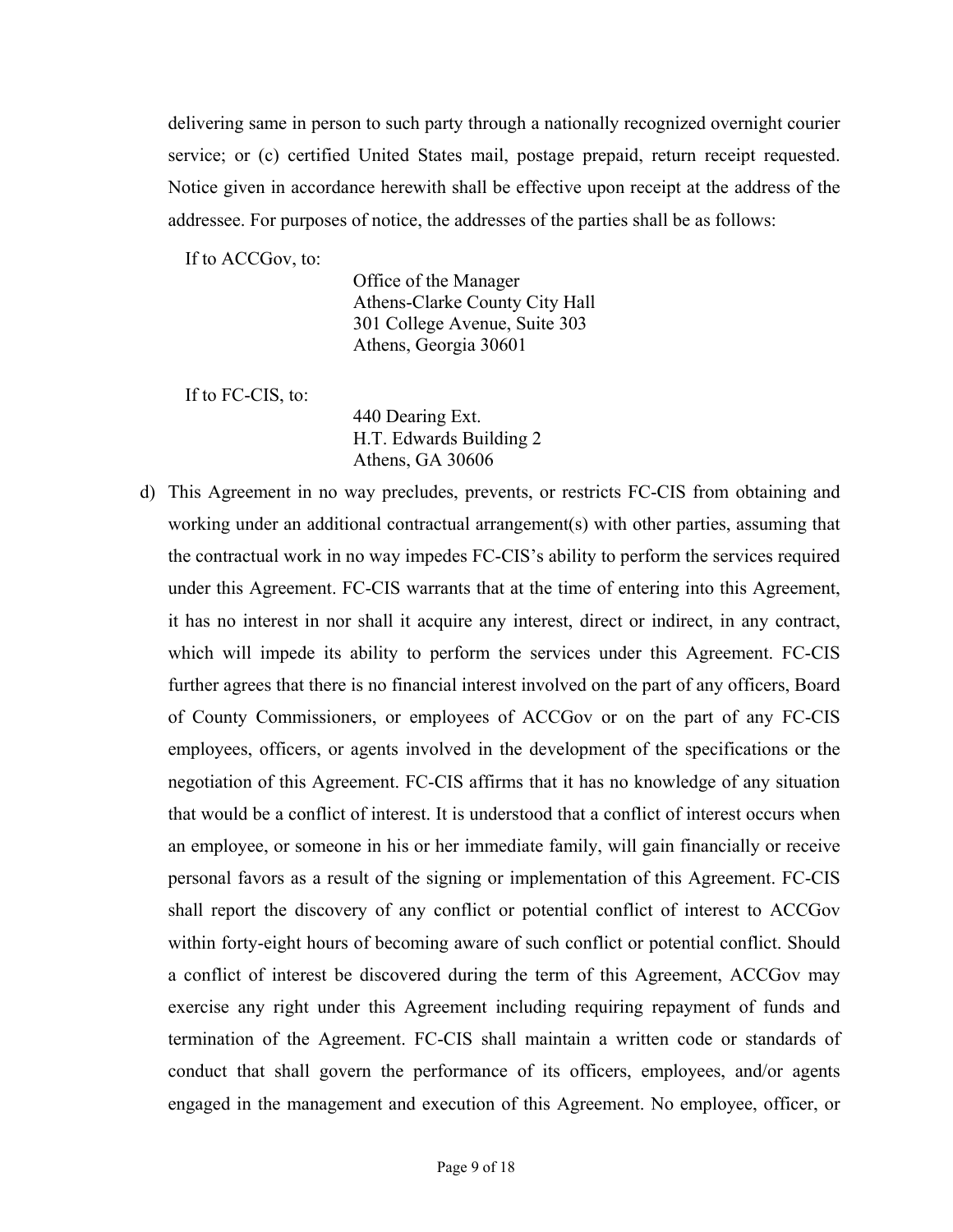delivering same in person to such party through a nationally recognized overnight courier service; or (c) certified United States mail, postage prepaid, return receipt requested. Notice given in accordance herewith shall be effective upon receipt at the address of the addressee. For purposes of notice, the addresses of the parties shall be as follows:

If to ACCGov, to:

Office of the Manager
Athens-Clarke County City Hall
301 College Avenue, Suite 303
Athens, Georgia 30601

If to FC-CIS, to:

440 Dearing Ext.
H.T. Edwards Building 2
Athens, GA 30606

d) This Agreement in no way precludes, prevents, or restricts FC-CIS from obtaining and working under an additional contractual arrangement(s) with other parties, assuming that the contractual work in no way impedes FC-CIS's ability to perform the services required under this Agreement. FC-CIS warrants that at the time of entering into this Agreement, it has no interest in nor shall it acquire any interest, direct or indirect, in any contract, which will impede its ability to perform the services under this Agreement. FC-CIS further agrees that there is no financial interest involved on the part of any officers, Board of County Commissioners, or employees of ACCGov or on the part of any FC-CIS employees, officers, or agents involved in the development of the specifications or the negotiation of this Agreement. FC-CIS affirms that it has no knowledge of any situation that would be a conflict of interest. It is understood that a conflict of interest occurs when an employee, or someone in his or her immediate family, will gain financially or receive personal favors as a result of the signing or implementation of this Agreement. FC-CIS shall report the discovery of any conflict or potential conflict of interest to ACCGov within forty-eight hours of becoming aware of such conflict or potential conflict. Should a conflict of interest be discovered during the term of this Agreement, ACCGov may exercise any right under this Agreement including requiring repayment of funds and termination of the Agreement. FC-CIS shall maintain a written code or standards of conduct that shall govern the performance of its officers, employees, and/or agents engaged in the management and execution of this Agreement. No employee, officer, or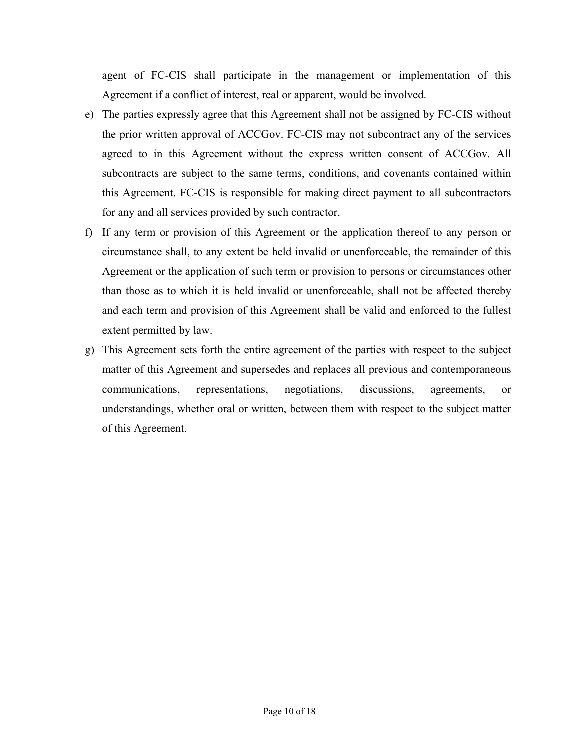agent of FC-CIS shall participate in the management or implementation of this Agreement if a conflict of interest, real or apparent, would be involved.

e) The parties expressly agree that this Agreement shall not be assigned by FC-CIS without the prior written approval of ACCGov. FC-CIS may not subcontract any of the services agreed to in this Agreement without the express written consent of ACCGov. All subcontracts are subject to the same terms, conditions, and covenants contained within this Agreement. FC-CIS is responsible for making direct payment to all subcontractors for any and all services provided by such contractor.

f) If any term or provision of this Agreement or the application thereof to any person or circumstance shall, to any extent be held invalid or unenforceable, the remainder of this Agreement or the application of such term or provision to persons or circumstances other than those as to which it is held invalid or unenforceable, shall not be affected thereby and each term and provision of this Agreement shall be valid and enforced to the fullest extent permitted by law.

g) This Agreement sets forth the entire agreement of the parties with respect to the subject matter of this Agreement and supersedes and replaces all previous and contemporaneous communications, representations, negotiations, discussions, agreements, or understandings, whether oral or written, between them with respect to the subject matter of this Agreement.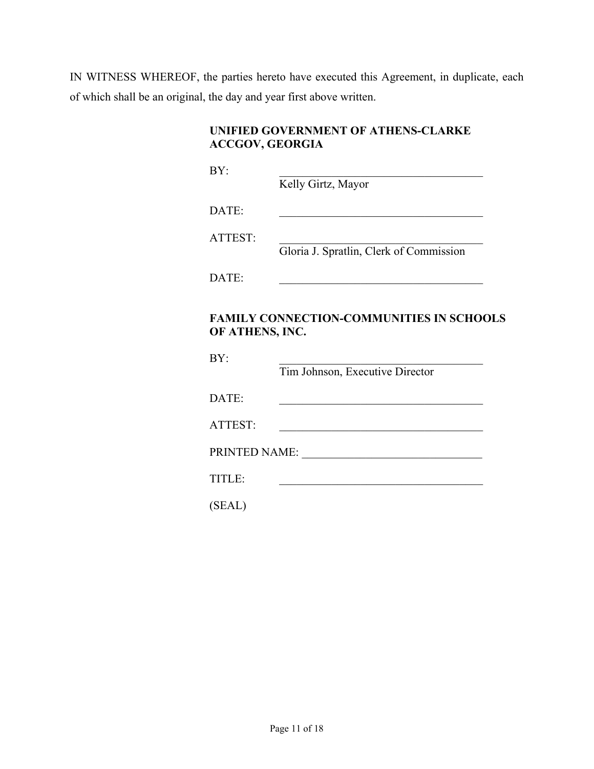IN WITNESS WHEREOF, the parties hereto have executed this Agreement, in duplicate, each of which shall be an original, the day and year first above written.

**UNIFIED GOVERNMENT OF ATHENS-CLARKE ACCGOV, GEORGIA**

BY: ____________________________________
Kelly Girtz, Mayor

DATE: ____________________________________

ATTEST: ____________________________________
Gloria J. Spratlin, Clerk of Commission

DATE: ____________________________________

**FAMILY CONNECTION-COMMUNITIES IN SCHOOLS OF ATHENS, INC.**

BY: ____________________________________
Tim Johnson, Executive Director

DATE: ____________________________________

ATTEST: ____________________________________

PRINTED NAME: _______________________________

TITLE: ____________________________________

(SEAL)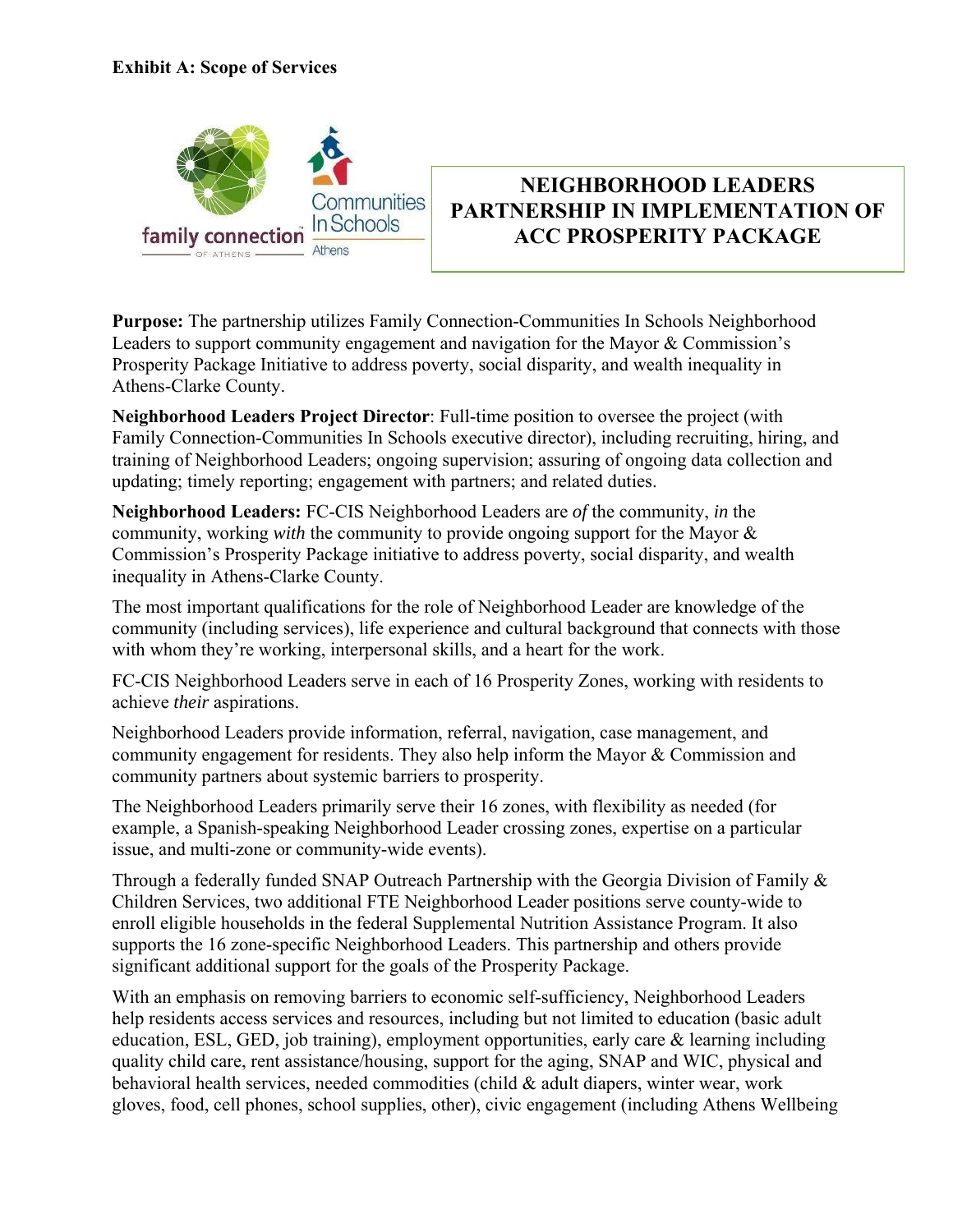**Exhibit A: Scope of Services**

## NEIGHBORHOOD LEADERS PARTNERSHIP IN IMPLEMENTATION OF ACC PROSPERITY PACKAGE

**Purpose:** The partnership utilizes Family Connection-Communities In Schools Neighborhood Leaders to support community engagement and navigation for the Mayor & Commission's Prosperity Package Initiative to address poverty, social disparity, and wealth inequality in Athens-Clarke County.

**Neighborhood Leaders Project Director**: Full-time position to oversee the project (with Family Connection-Communities In Schools executive director), including recruiting, hiring, and training of Neighborhood Leaders; ongoing supervision; assuring of ongoing data collection and updating; timely reporting; engagement with partners; and related duties.

**Neighborhood Leaders:** FC-CIS Neighborhood Leaders are *of* the community, *in* the community, working *with* the community to provide ongoing support for the Mayor & Commission's Prosperity Package initiative to address poverty, social disparity, and wealth inequality in Athens-Clarke County.

The most important qualifications for the role of Neighborhood Leader are knowledge of the community (including services), life experience and cultural background that connects with those with whom they're working, interpersonal skills, and a heart for the work.

FC-CIS Neighborhood Leaders serve in each of 16 Prosperity Zones, working with residents to achieve *their* aspirations.

Neighborhood Leaders provide information, referral, navigation, case management, and community engagement for residents. They also help inform the Mayor & Commission and community partners about systemic barriers to prosperity.

The Neighborhood Leaders primarily serve their 16 zones, with flexibility as needed (for example, a Spanish-speaking Neighborhood Leader crossing zones, expertise on a particular issue, and multi-zone or community-wide events).

Through a federally funded SNAP Outreach Partnership with the Georgia Division of Family & Children Services, two additional FTE Neighborhood Leader positions serve county-wide to enroll eligible households in the federal Supplemental Nutrition Assistance Program. It also supports the 16 zone-specific Neighborhood Leaders. This partnership and others provide significant additional support for the goals of the Prosperity Package.

With an emphasis on removing barriers to economic self-sufficiency, Neighborhood Leaders help residents access services and resources, including but not limited to education (basic adult education, ESL, GED, job training), employment opportunities, early care & learning including quality child care, rent assistance/housing, support for the aging, SNAP and WIC, physical and behavioral health services, needed commodities (child & adult diapers, winter wear, work gloves, food, cell phones, school supplies, other), civic engagement (including Athens Wellbeing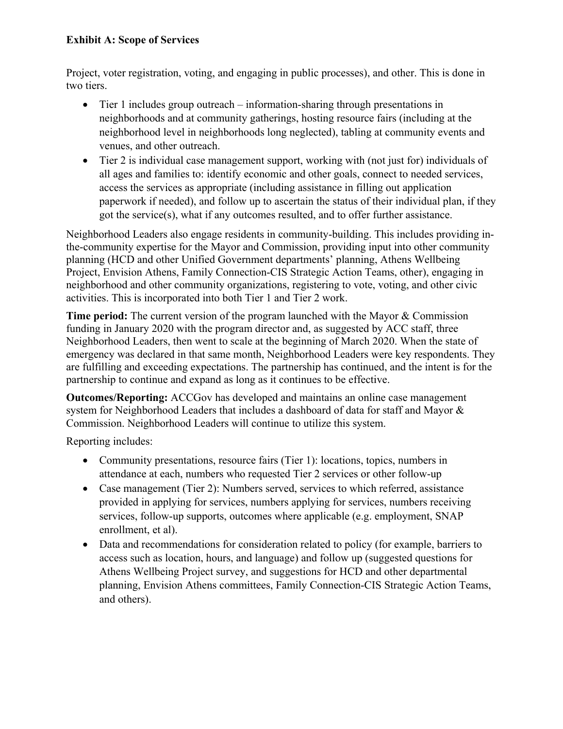**Exhibit A: Scope of Services**

Project, voter registration, voting, and engaging in public processes), and other. This is done in two tiers.

- Tier 1 includes group outreach – information-sharing through presentations in neighborhoods and at community gatherings, hosting resource fairs (including at the neighborhood level in neighborhoods long neglected), tabling at community events and venues, and other outreach.
- Tier 2 is individual case management support, working with (not just for) individuals of all ages and families to: identify economic and other goals, connect to needed services, access the services as appropriate (including assistance in filling out application paperwork if needed), and follow up to ascertain the status of their individual plan, if they got the service(s), what if any outcomes resulted, and to offer further assistance.

Neighborhood Leaders also engage residents in community-building. This includes providing in-the-community expertise for the Mayor and Commission, providing input into other community planning (HCD and other Unified Government departments' planning, Athens Wellbeing Project, Envision Athens, Family Connection-CIS Strategic Action Teams, other), engaging in neighborhood and other community organizations, registering to vote, voting, and other civic activities. This is incorporated into both Tier 1 and Tier 2 work.

**Time period:** The current version of the program launched with the Mayor & Commission funding in January 2020 with the program director and, as suggested by ACC staff, three Neighborhood Leaders, then went to scale at the beginning of March 2020. When the state of emergency was declared in that same month, Neighborhood Leaders were key respondents. They are fulfilling and exceeding expectations. The partnership has continued, and the intent is for the partnership to continue and expand as long as it continues to be effective.

**Outcomes/Reporting:** ACCGov has developed and maintains an online case management system for Neighborhood Leaders that includes a dashboard of data for staff and Mayor & Commission. Neighborhood Leaders will continue to utilize this system.

Reporting includes:

- Community presentations, resource fairs (Tier 1): locations, topics, numbers in attendance at each, numbers who requested Tier 2 services or other follow-up
- Case management (Tier 2): Numbers served, services to which referred, assistance provided in applying for services, numbers applying for services, numbers receiving services, follow-up supports, outcomes where applicable (e.g. employment, SNAP enrollment, et al).
- Data and recommendations for consideration related to policy (for example, barriers to access such as location, hours, and language) and follow up (suggested questions for Athens Wellbeing Project survey, and suggestions for HCD and other departmental planning, Envision Athens committees, Family Connection-CIS Strategic Action Teams, and others).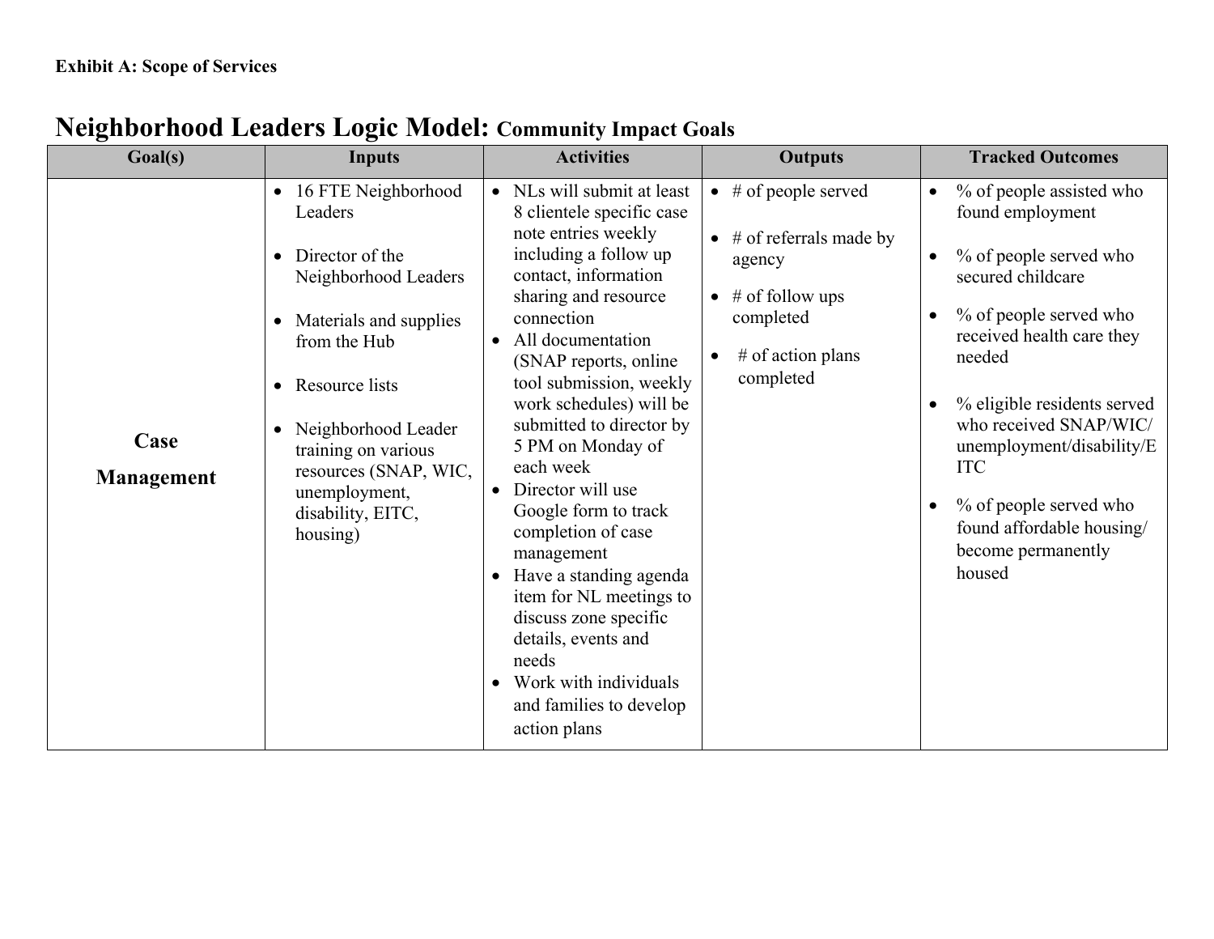**Exhibit A: Scope of Services**

# Neighborhood Leaders Logic Model: Community Impact Goals

| Goal(s) | Inputs | Activities | Outputs | Tracked Outcomes |
|---|---|---|---|---|
| **Case Management** | • 16 FTE Neighborhood Leaders<br>• Director of the Neighborhood Leaders<br>• Materials and supplies from the Hub<br>• Resource lists<br>• Neighborhood Leader training on various resources (SNAP, WIC, unemployment, disability, EITC, housing) | • NLs will submit at least 8 clientele specific case note entries weekly including a follow up contact, information sharing and resource connection<br>• All documentation (SNAP reports, online tool submission, weekly work schedules) will be submitted to director by 5 PM on Monday of each week<br>• Director will use Google form to track completion of case management<br>• Have a standing agenda item for NL meetings to discuss zone specific details, events and needs<br>• Work with individuals and families to develop action plans | • # of people served<br>• # of referrals made by agency<br>• # of follow ups completed<br>• # of action plans completed | • % of people assisted who found employment<br>• % of people served who secured childcare<br>• % of people served who received health care they needed<br>• % eligible residents served who received SNAP/WIC/ unemployment/disability/EITC<br>• % of people served who found affordable housing/ become permanently housed |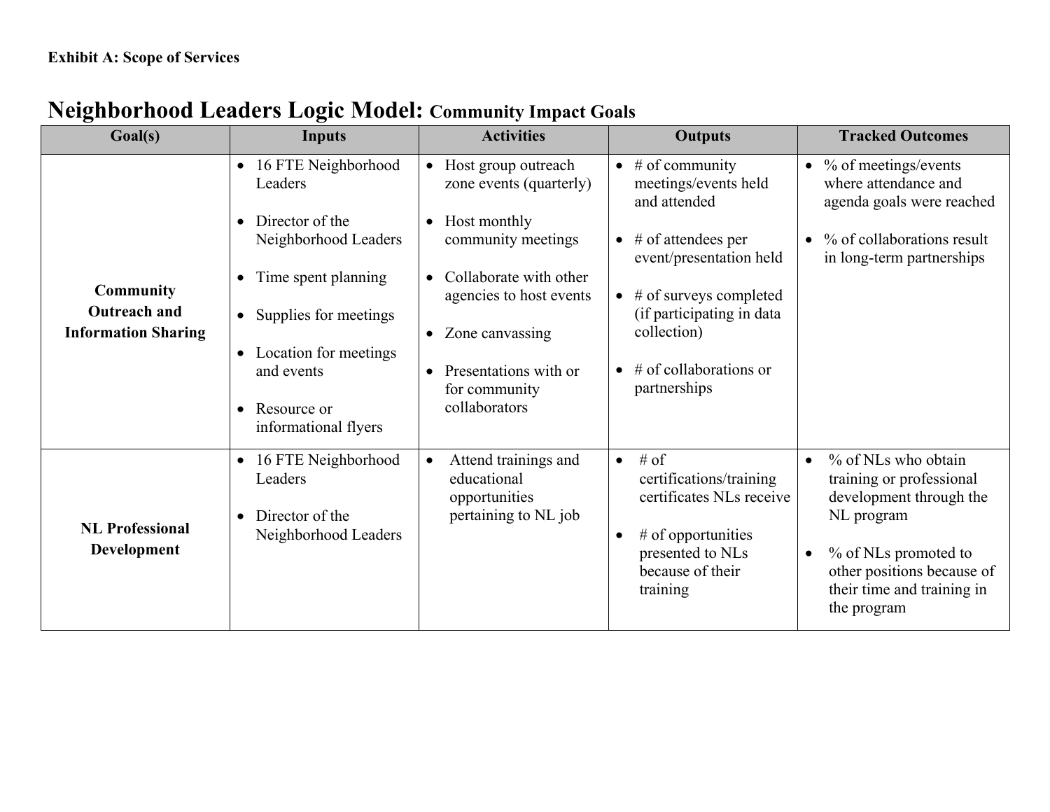**Exhibit A: Scope of Services**

# Neighborhood Leaders Logic Model: Community Impact Goals

| Goal(s) | Inputs | Activities | Outputs | Tracked Outcomes |
|---|---|---|---|---|
| **Community Outreach and Information Sharing** | • 16 FTE Neighborhood Leaders<br>• Director of the Neighborhood Leaders<br>• Time spent planning<br>• Supplies for meetings<br>• Location for meetings and events<br>• Resource or informational flyers | • Host group outreach zone events (quarterly)<br>• Host monthly community meetings<br>• Collaborate with other agencies to host events<br>• Zone canvassing<br>• Presentations with or for community collaborators | • # of community meetings/events held and attended<br>• # of attendees per event/presentation held<br>• # of surveys completed (if participating in data collection)<br>• # of collaborations or partnerships | • % of meetings/events where attendance and agenda goals were reached<br>• % of collaborations result in long-term partnerships |
| **NL Professional Development** | • 16 FTE Neighborhood Leaders<br>• Director of the Neighborhood Leaders | • Attend trainings and educational opportunities pertaining to NL job | • # of certifications/training certificates NLs receive<br>• # of opportunities presented to NLs because of their training | • % of NLs who obtain training or professional development through the NL program<br>• % of NLs promoted to other positions because of their time and training in the program |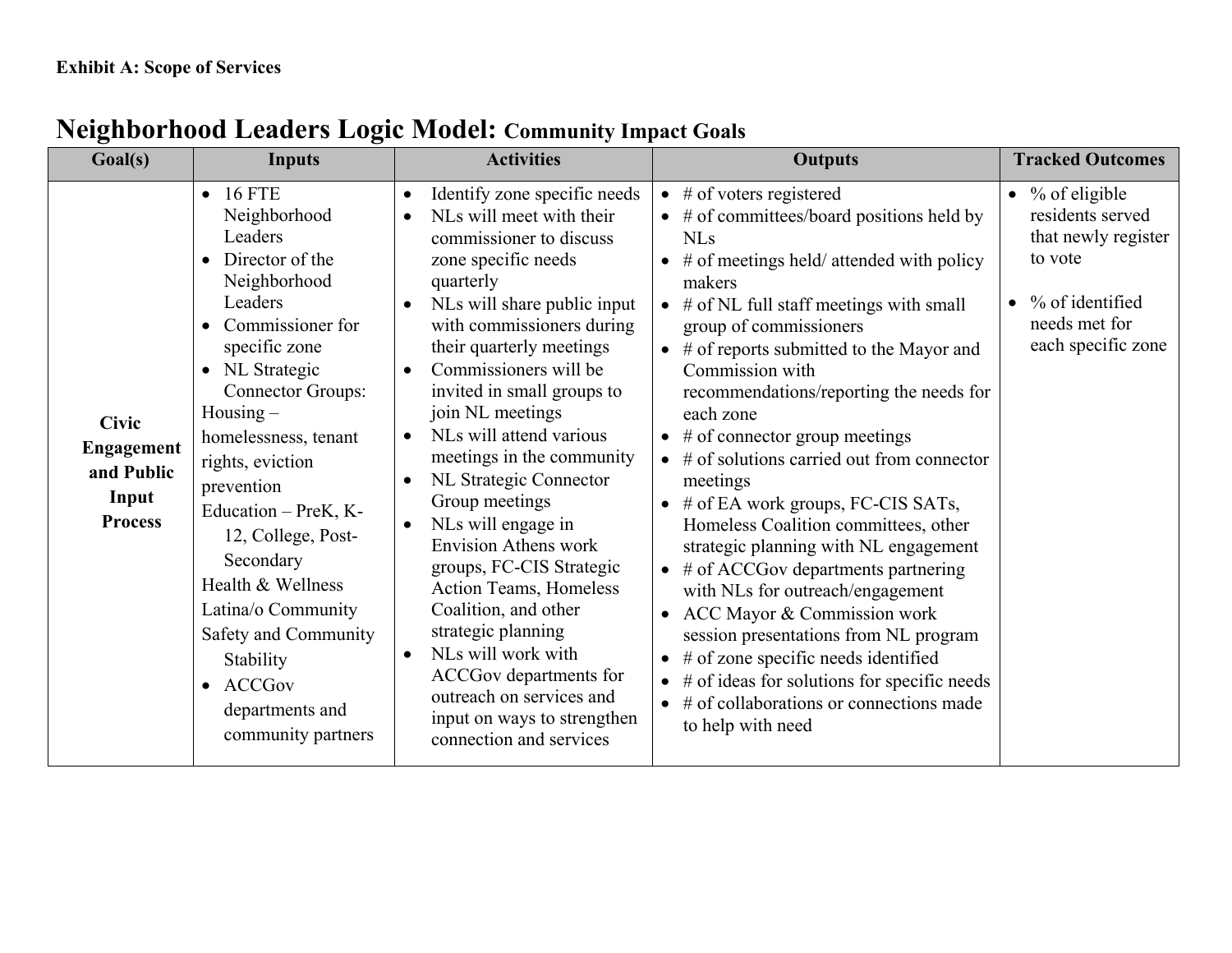**Exhibit A: Scope of Services**

# Neighborhood Leaders Logic Model: Community Impact Goals

| Goal(s) | Inputs | Activities | Outputs | Tracked Outcomes |
|---|---|---|---|---|
| **Civic Engagement and Public Input Process** | • 16 FTE Neighborhood Leaders<br>• Director of the Neighborhood Leaders<br>• Commissioner for specific zone<br>• NL Strategic Connector Groups:<br>Housing – homelessness, tenant rights, eviction prevention<br>Education – PreK, K-12, College, Post-Secondary<br>Health & Wellness<br>Latina/o Community<br>Safety and Community Stability<br>• ACCGov departments and community partners | • Identify zone specific needs<br>• NLs will meet with their commissioner to discuss zone specific needs quarterly<br>• NLs will share public input with commissioners during their quarterly meetings<br>• Commissioners will be invited in small groups to join NL meetings<br>• NLs will attend various meetings in the community<br>• NL Strategic Connector Group meetings<br>• NLs will engage in Envision Athens work groups, FC-CIS Strategic Action Teams, Homeless Coalition, and other strategic planning<br>• NLs will work with ACCGov departments for outreach on services and input on ways to strengthen connection and services | • # of voters registered<br>• # of committees/board positions held by NLs<br>• # of meetings held/ attended with policy makers<br>• # of NL full staff meetings with small group of commissioners<br>• # of reports submitted to the Mayor and Commission with recommendations/reporting the needs for each zone<br>• # of connector group meetings<br>• # of solutions carried out from connector meetings<br>• # of EA work groups, FC-CIS SATs, Homeless Coalition committees, other strategic planning with NL engagement<br>• # of ACCGov departments partnering with NLs for outreach/engagement<br>• ACC Mayor & Commission work session presentations from NL program<br>• # of zone specific needs identified<br>• # of ideas for solutions for specific needs<br>• # of collaborations or connections made to help with need | • % of eligible residents served that newly register to vote<br><br>• % of identified needs met for each specific zone |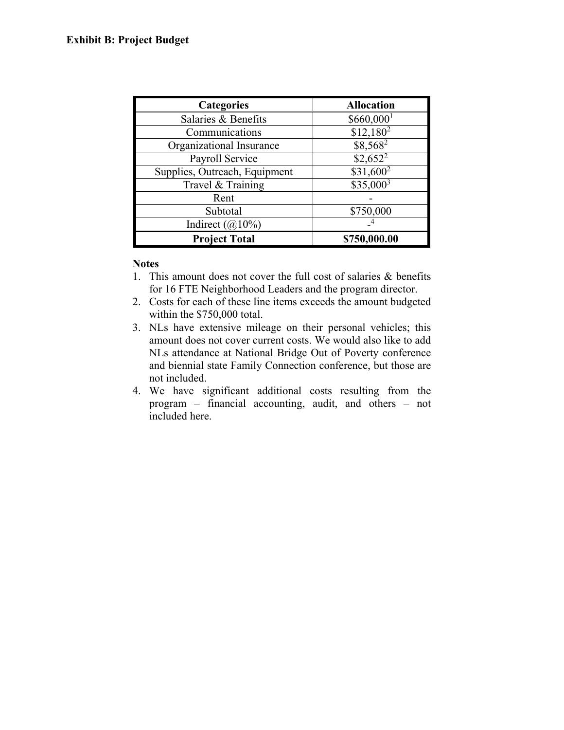**Exhibit B: Project Budget**

| Categories | Allocation |
| --- | --- |
| Salaries & Benefits | $660,000[1] |
| Communications | $12,180[2] |
| Organizational Insurance | $8,568[2] |
| Payroll Service | $2,652[2] |
| Supplies, Outreach, Equipment | $31,600[2] |
| Travel & Training | $35,000[3] |
| Rent | - |
| Subtotal | $750,000 |
| Indirect (@10%) | -[4] |
| **Project Total** | **$750,000.00** |

**Notes**

1. This amount does not cover the full cost of salaries & benefits for 16 FTE Neighborhood Leaders and the program director.
2. Costs for each of these line items exceeds the amount budgeted within the $750,000 total.
3. NLs have extensive mileage on their personal vehicles; this amount does not cover current costs. We would also like to add NLs attendance at National Bridge Out of Poverty conference and biennial state Family Connection conference, but those are not included.
4. We have significant additional costs resulting from the program – financial accounting, audit, and others – not included here.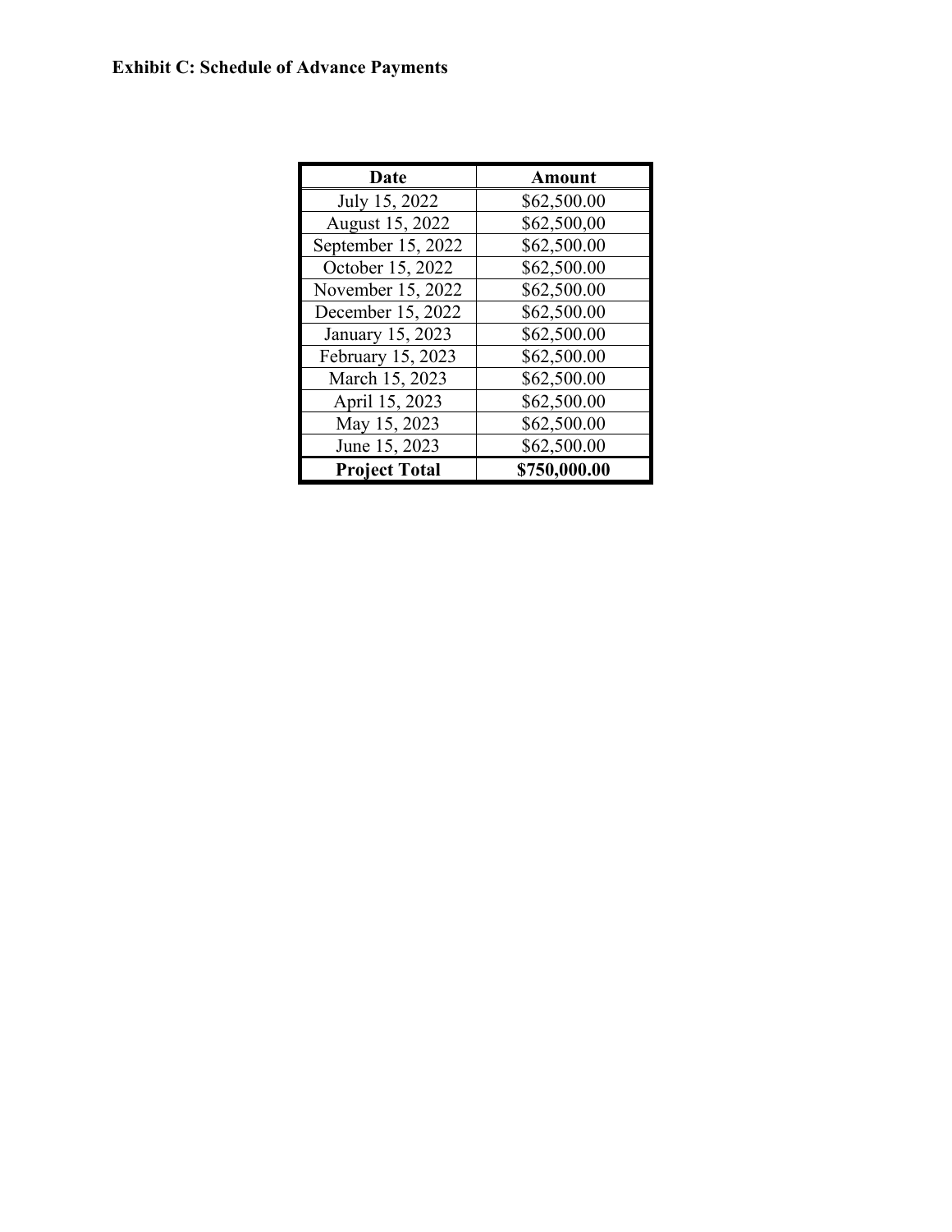**Exhibit C: Schedule of Advance Payments**

| Date | Amount |
|---|---|
| July 15, 2022 | $62,500.00 |
| August 15, 2022 | $62,500,00 |
| September 15, 2022 | $62,500.00 |
| October 15, 2022 | $62,500.00 |
| November 15, 2022 | $62,500.00 |
| December 15, 2022 | $62,500.00 |
| January 15, 2023 | $62,500.00 |
| February 15, 2023 | $62,500.00 |
| March 15, 2023 | $62,500.00 |
| April 15, 2023 | $62,500.00 |
| May 15, 2023 | $62,500.00 |
| June 15, 2023 | $62,500.00 |
| **Project Total** | **$750,000.00** |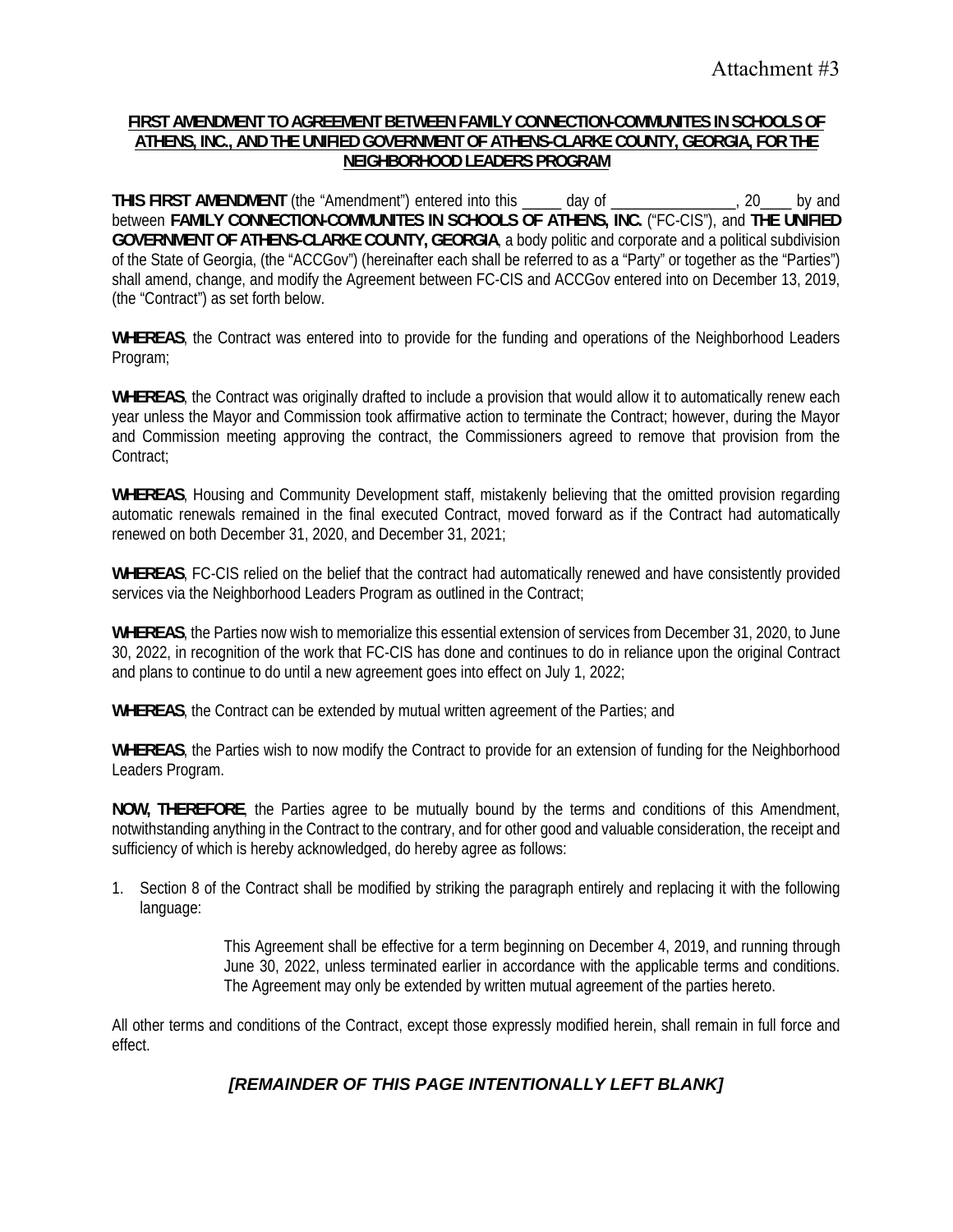Attachment #3

**FIRST AMENDMENT TO AGREEMENT BETWEEN FAMILY CONNECTION-COMMUNITES IN SCHOOLS OF ATHENS, INC., AND THE UNIFIED GOVERNMENT OF ATHENS-CLARKE COUNTY, GEORGIA, FOR THE NEIGHBORHOOD LEADERS PROGRAM**

**THIS FIRST AMENDMENT** (the "Amendment") entered into this _____ day of ________________, 20____ by and between **FAMILY CONNECTION-COMMUNITES IN SCHOOLS OF ATHENS, INC.** ("FC-CIS"), and **THE UNIFIED GOVERNMENT OF ATHENS-CLARKE COUNTY, GEORGIA**, a body politic and corporate and a political subdivision of the State of Georgia, (the "ACCGov") (hereinafter each shall be referred to as a "Party" or together as the "Parties") shall amend, change, and modify the Agreement between FC-CIS and ACCGov entered into on December 13, 2019, (the "Contract") as set forth below.

**WHEREAS**, the Contract was entered into to provide for the funding and operations of the Neighborhood Leaders Program;

**WHEREAS**, the Contract was originally drafted to include a provision that would allow it to automatically renew each year unless the Mayor and Commission took affirmative action to terminate the Contract; however, during the Mayor and Commission meeting approving the contract, the Commissioners agreed to remove that provision from the Contract;

**WHEREAS**, Housing and Community Development staff, mistakenly believing that the omitted provision regarding automatic renewals remained in the final executed Contract, moved forward as if the Contract had automatically renewed on both December 31, 2020, and December 31, 2021;

**WHEREAS**, FC-CIS relied on the belief that the contract had automatically renewed and have consistently provided services via the Neighborhood Leaders Program as outlined in the Contract;

**WHEREAS**, the Parties now wish to memorialize this essential extension of services from December 31, 2020, to June 30, 2022, in recognition of the work that FC-CIS has done and continues to do in reliance upon the original Contract and plans to continue to do until a new agreement goes into effect on July 1, 2022;

**WHEREAS**, the Contract can be extended by mutual written agreement of the Parties; and

**WHEREAS**, the Parties wish to now modify the Contract to provide for an extension of funding for the Neighborhood Leaders Program.

**NOW, THEREFORE**, the Parties agree to be mutually bound by the terms and conditions of this Amendment, notwithstanding anything in the Contract to the contrary, and for other good and valuable consideration, the receipt and sufficiency of which is hereby acknowledged, do hereby agree as follows:

1. Section 8 of the Contract shall be modified by striking the paragraph entirely and replacing it with the following language:

> This Agreement shall be effective for a term beginning on December 4, 2019, and running through June 30, 2022, unless terminated earlier in accordance with the applicable terms and conditions. The Agreement may only be extended by written mutual agreement of the parties hereto.

All other terms and conditions of the Contract, except those expressly modified herein, shall remain in full force and effect.

***[REMAINDER OF THIS PAGE INTENTIONALLY LEFT BLANK]***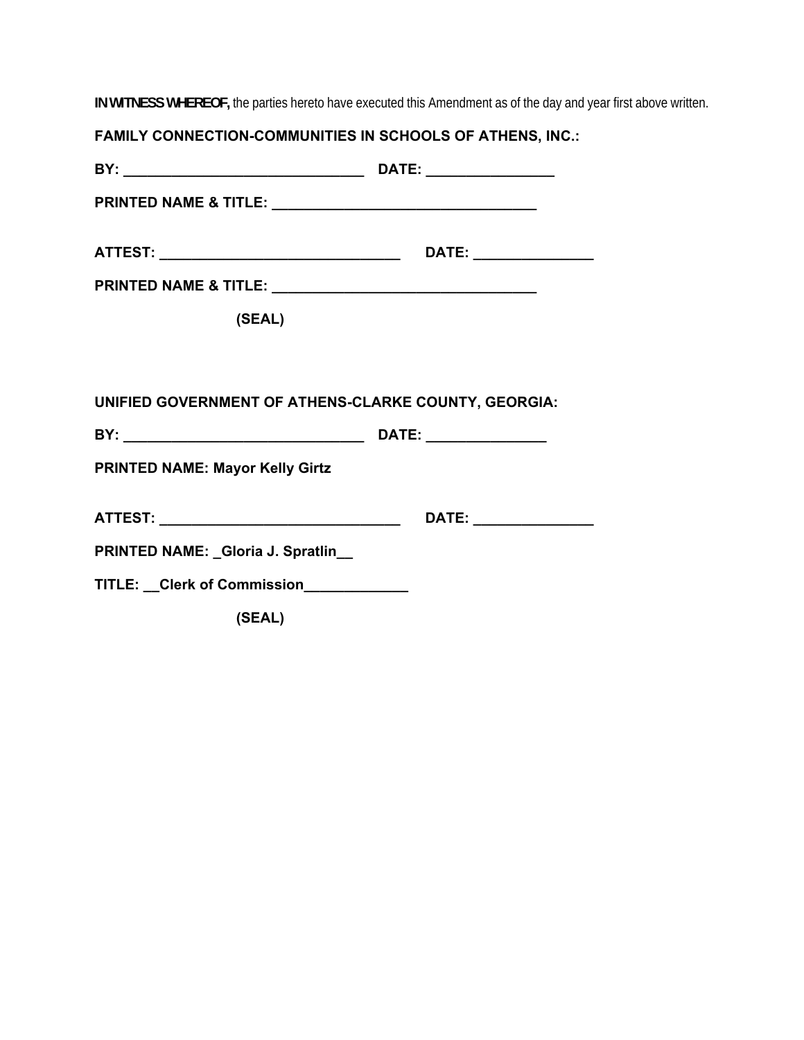**IN WITNESS WHEREOF,** the parties hereto have executed this Amendment as of the day and year first above written.

**FAMILY CONNECTION-COMMUNITIES IN SCHOOLS OF ATHENS, INC.:**

**BY: ______________________________ DATE: ________________**

**PRINTED NAME & TITLE: _________________________________**

**ATTEST: ______________________________ DATE: _______________**

**PRINTED NAME & TITLE: _________________________________**

**(SEAL)**

**UNIFIED GOVERNMENT OF ATHENS-CLARKE COUNTY, GEORGIA:**

**BY: ______________________________ DATE: _______________**

**PRINTED NAME: Mayor Kelly Girtz**

**ATTEST: ______________________________ DATE: _______________**

**PRINTED NAME: _Gloria J. Spratlin__**

**TITLE: __Clerk of Commission_____________**

**(SEAL)**